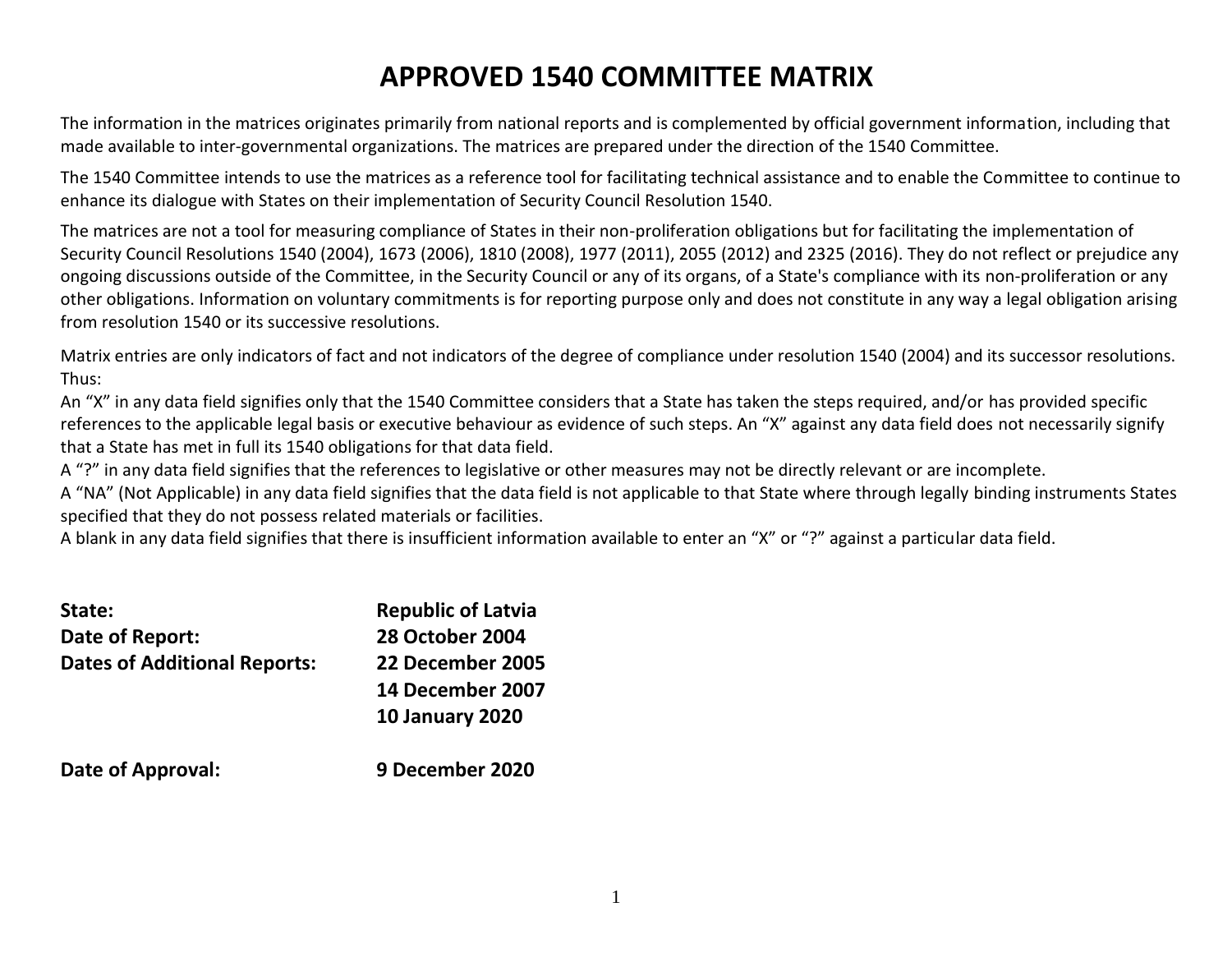# APPROVED 1540 COMMITTEE MATRIX

The information in the matrices originates primarily from national reports and is complemented by official government information, including that made available to inter-governmental organizations. The matrices are prepared under the direction of the 1540 Committee.

The 1540 Committee intends to use the matrices as a reference tool for facilitating technical assistance and to enable the Committee to continue to enhance its dialogue with States on their implementation of Security Council Resolution 1540.

The matrices are not a tool for measuring compliance of States in their non-proliferation obligations but for facilitating the implementation of Security Council Resolutions 1540 (2004), 1673 (2006), 1810 (2008), 1977 (2011), 2055 (2012) and 2325 (2016). They do not reflect or prejudice any ongoing discussions outside of the Committee, in the Security Council or any of its organs, of a State's compliance with its non-proliferation or any other obligations. Information on voluntary commitments is for reporting purpose only and does not constitute in any way a legal obligation arising from resolution 1540 or its successive resolutions.

Matrix entries are only indicators of fact and not indicators of the degree of compliance under resolution 1540 (2004) and its successor resolutions. Thus:

An "X" in any data field signifies only that the 1540 Committee considers that a State has taken the steps required, and/or has provided specific references to the applicable legal basis or executive behaviour as evidence of such steps. An "X" against any data field does not necessarily signify that a State has met in full its 1540 obligations for that data field.

A "?" in any data field signifies that the references to legislative or other measures may not be directly relevant or are incomplete.

A "NA" (Not Applicable) in any data field signifies that the data field is not applicable to that State where through legally binding instruments States specified that they do not possess related materials or facilities.

A blank in any data field signifies that there is insufficient information available to enter an "X" or "?" against a particular data field.

**State:** **Republic of Latvia**

**Date of Report:** **28 October 2004**

**Dates of Additional Reports:** **22 December 2005**
**14 December 2007**
**10 January 2020**

**Date of Approval:** **9 December 2020**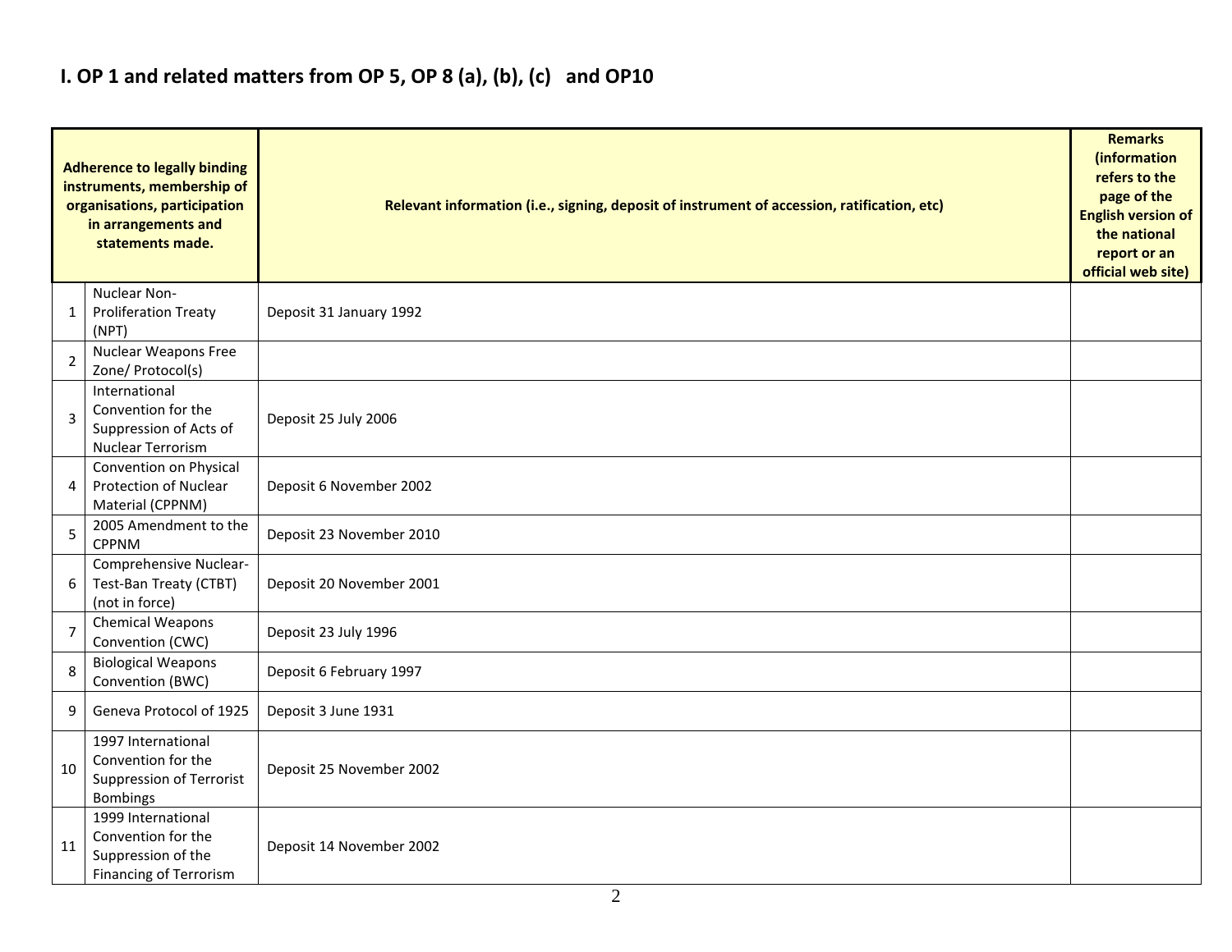## I. OP 1 and related matters from OP 5, OP 8 (a), (b), (c) and OP10

| | Adherence to legally binding instruments, membership of organisations, participation in arrangements and statements made. | Relevant information (i.e., signing, deposit of instrument of accession, ratification, etc) | Remarks (information refers to the page of the English version of the national report or an official web site) |
|---|---|---|---|
| 1 | Nuclear Non-Proliferation Treaty (NPT) | Deposit 31 January 1992 | |
| 2 | Nuclear Weapons Free Zone/ Protocol(s) | | |
| 3 | International Convention for the Suppression of Acts of Nuclear Terrorism | Deposit 25 July 2006 | |
| 4 | Convention on Physical Protection of Nuclear Material (CPPNM) | Deposit 6 November 2002 | |
| 5 | 2005 Amendment to the CPPNM | Deposit 23 November 2010 | |
| 6 | Comprehensive Nuclear-Test-Ban Treaty (CTBT) (not in force) | Deposit 20 November 2001 | |
| 7 | Chemical Weapons Convention (CWC) | Deposit 23 July 1996 | |
| 8 | Biological Weapons Convention (BWC) | Deposit 6 February 1997 | |
| 9 | Geneva Protocol of 1925 | Deposit 3 June 1931 | |
| 10 | 1997 International Convention for the Suppression of Terrorist Bombings | Deposit 25 November 2002 | |
| 11 | 1999 International Convention for the Suppression of the Financing of Terrorism | Deposit 14 November 2002 | |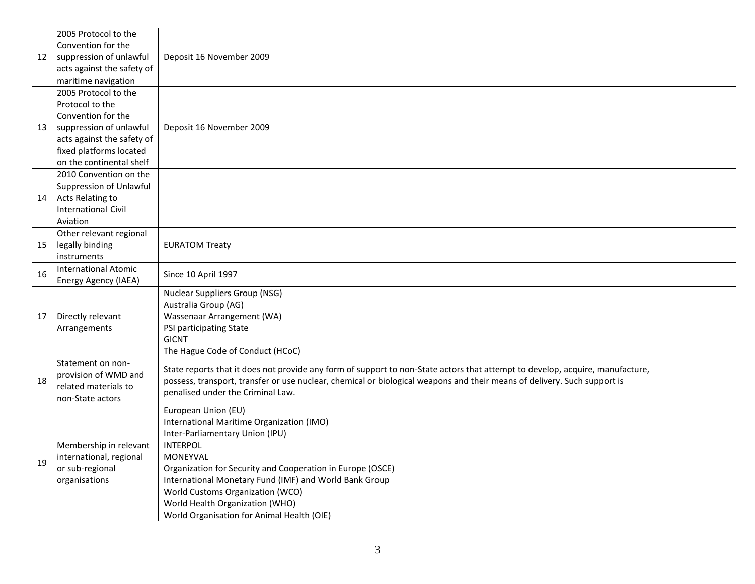| | | | |
|---|---|---|---|
| 12 | 2005 Protocol to the Convention for the suppression of unlawful acts against the safety of maritime navigation | Deposit 16 November 2009 | |
| 13 | 2005 Protocol to the Protocol to the Convention for the suppression of unlawful acts against the safety of fixed platforms located on the continental shelf | Deposit 16 November 2009 | |
| 14 | 2010 Convention on the Suppression of Unlawful Acts Relating to International Civil Aviation | | |
| 15 | Other relevant regional legally binding instruments | EURATOM Treaty | |
| 16 | International Atomic Energy Agency (IAEA) | Since 10 April 1997 | |
| 17 | Directly relevant Arrangements | Nuclear Suppliers Group (NSG)<br>Australia Group (AG)<br>Wassenaar Arrangement (WA)<br>PSI participating State<br>GICNT<br>The Hague Code of Conduct (HCoC) | |
| 18 | Statement on non-provision of WMD and related materials to non-State actors | State reports that it does not provide any form of support to non-State actors that attempt to develop, acquire, manufacture, possess, transport, transfer or use nuclear, chemical or biological weapons and their means of delivery. Such support is penalised under the Criminal Law. | |
| 19 | Membership in relevant international, regional or sub-regional organisations | European Union (EU)<br>International Maritime Organization (IMO)<br>Inter-Parliamentary Union (IPU)<br>INTERPOL<br>MONEYVAL<br>Organization for Security and Cooperation in Europe (OSCE)<br>International Monetary Fund (IMF) and World Bank Group<br>World Customs Organization (WCO)<br>World Health Organization (WHO)<br>World Organisation for Animal Health (OIE) | |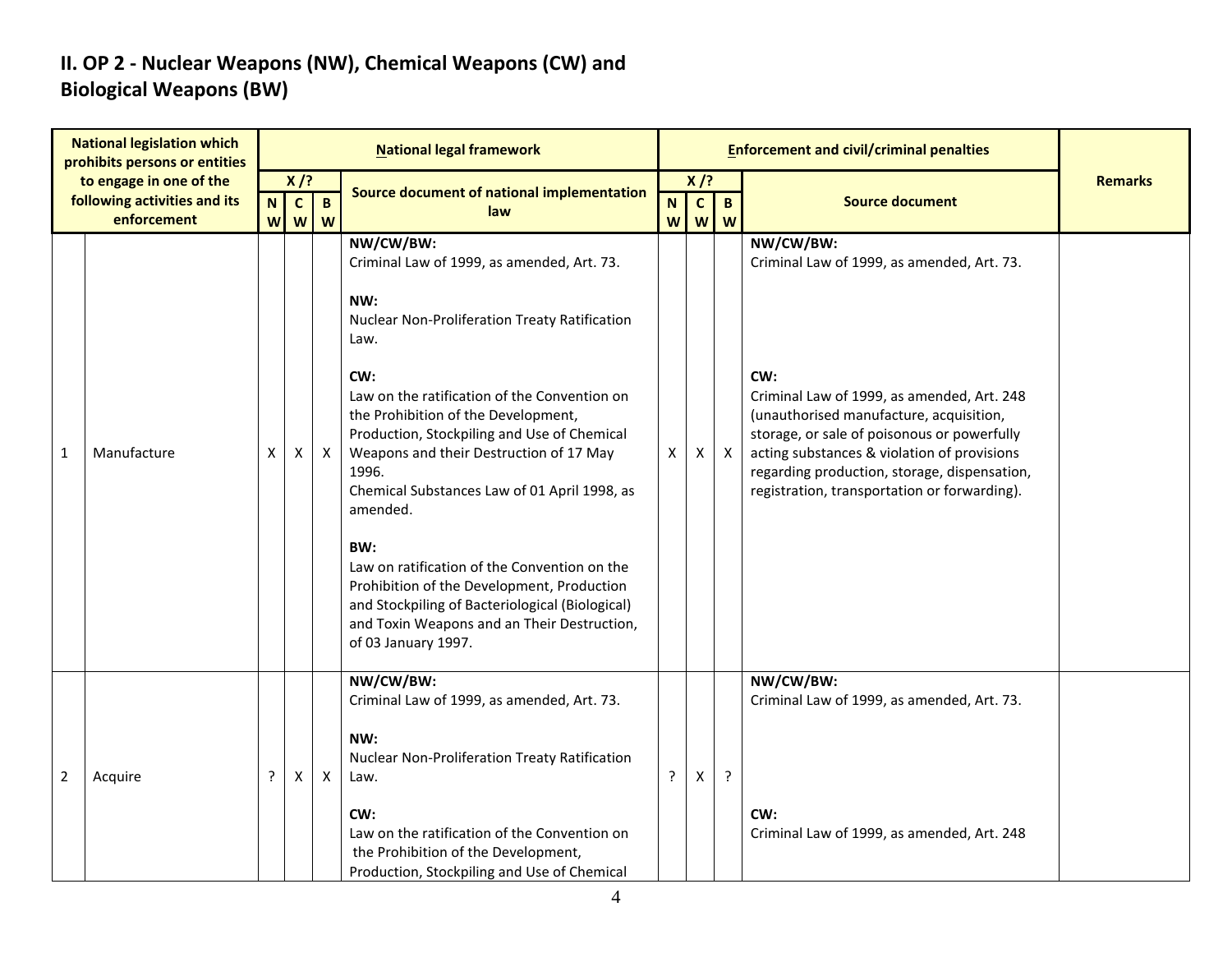## II. OP 2 - Nuclear Weapons (NW), Chemical Weapons (CW) and Biological Weapons (BW)

| National legislation which prohibits persons or entities to engage in one of the following activities and its enforcement | | National legal framework | | | | Enforcement and civil/criminal penalties | | | | Remarks |
|---|---|---|---|---|---|---|---|---|---|---|
| | | X /? | | | Source document of national implementation law | X /? | | | Source document | |
| | | NW | CW | BW | | NW | CW | BW | | |
| 1 | Manufacture | X | X | X | **NW/CW/BW:**<br>Criminal Law of 1999, as amended, Art. 73.<br><br>**NW:**<br>Nuclear Non-Proliferation Treaty Ratification Law.<br><br>**CW:**<br>Law on the ratification of the Convention on the Prohibition of the Development, Production, Stockpiling and Use of Chemical Weapons and their Destruction of 17 May 1996.<br>Chemical Substances Law of 01 April 1998, as amended.<br><br>**BW:**<br>Law on ratification of the Convention on the Prohibition of the Development, Production and Stockpiling of Bacteriological (Biological) and Toxin Weapons and an Their Destruction, of 03 January 1997. | X | X | X | **NW/CW/BW:**<br>Criminal Law of 1999, as amended, Art. 73.<br><br>**CW:**<br>Criminal Law of 1999, as amended, Art. 248 (unauthorised manufacture, acquisition, storage, or sale of poisonous or powerfully acting substances & violation of provisions regarding production, storage, dispensation, registration, transportation or forwarding). | |
| 2 | Acquire | ? | X | X | **NW/CW/BW:**<br>Criminal Law of 1999, as amended, Art. 73.<br><br>**NW:**<br>Nuclear Non-Proliferation Treaty Ratification Law.<br><br>**CW:**<br>Law on the ratification of the Convention on the Prohibition of the Development, Production, Stockpiling and Use of Chemical | ? | X | ? | **NW/CW/BW:**<br>Criminal Law of 1999, as amended, Art. 73.<br><br>**CW:**<br>Criminal Law of 1999, as amended, Art. 248 | |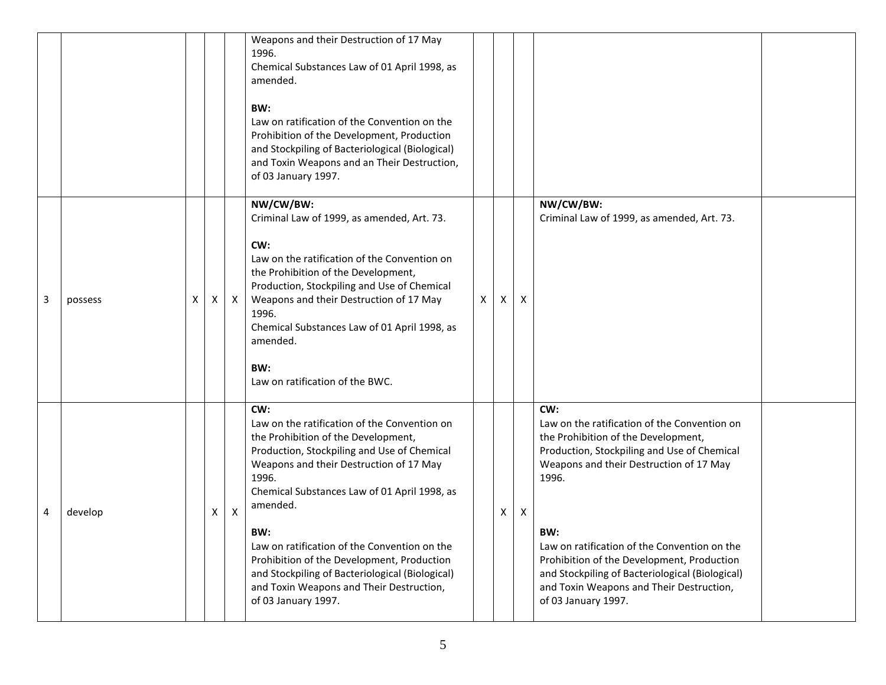| | | | | | | | | | | |
|---|---|---|---|---|---|---|---|---|---|---|
| | | | | | Weapons and their Destruction of 17 May 1996.<br>Chemical Substances Law of 01 April 1998, as amended.<br><br>**BW:**<br>Law on ratification of the Convention on the Prohibition of the Development, Production and Stockpiling of Bacteriological (Biological) and Toxin Weapons and an Their Destruction, of 03 January 1997. | | | | | |
| 3 | possess | X | X | X | **NW/CW/BW:**<br>Criminal Law of 1999, as amended, Art. 73.<br><br>**CW:**<br>Law on the ratification of the Convention on the Prohibition of the Development, Production, Stockpiling and Use of Chemical Weapons and their Destruction of 17 May 1996.<br>Chemical Substances Law of 01 April 1998, as amended.<br><br>**BW:**<br>Law on ratification of the BWC. | X | X | X | **NW/CW/BW:**<br>Criminal Law of 1999, as amended, Art. 73. | |
| 4 | develop | | X | X | **CW:**<br>Law on the ratification of the Convention on the Prohibition of the Development, Production, Stockpiling and Use of Chemical Weapons and their Destruction of 17 May 1996.<br>Chemical Substances Law of 01 April 1998, as amended.<br><br>**BW:**<br>Law on ratification of the Convention on the Prohibition of the Development, Production and Stockpiling of Bacteriological (Biological) and Toxin Weapons and Their Destruction, of 03 January 1997. | | X | X | **CW:**<br>Law on the ratification of the Convention on the Prohibition of the Development, Production, Stockpiling and Use of Chemical Weapons and their Destruction of 17 May 1996.<br><br>**BW:**<br>Law on ratification of the Convention on the Prohibition of the Development, Production and Stockpiling of Bacteriological (Biological) and Toxin Weapons and Their Destruction, of 03 January 1997. | |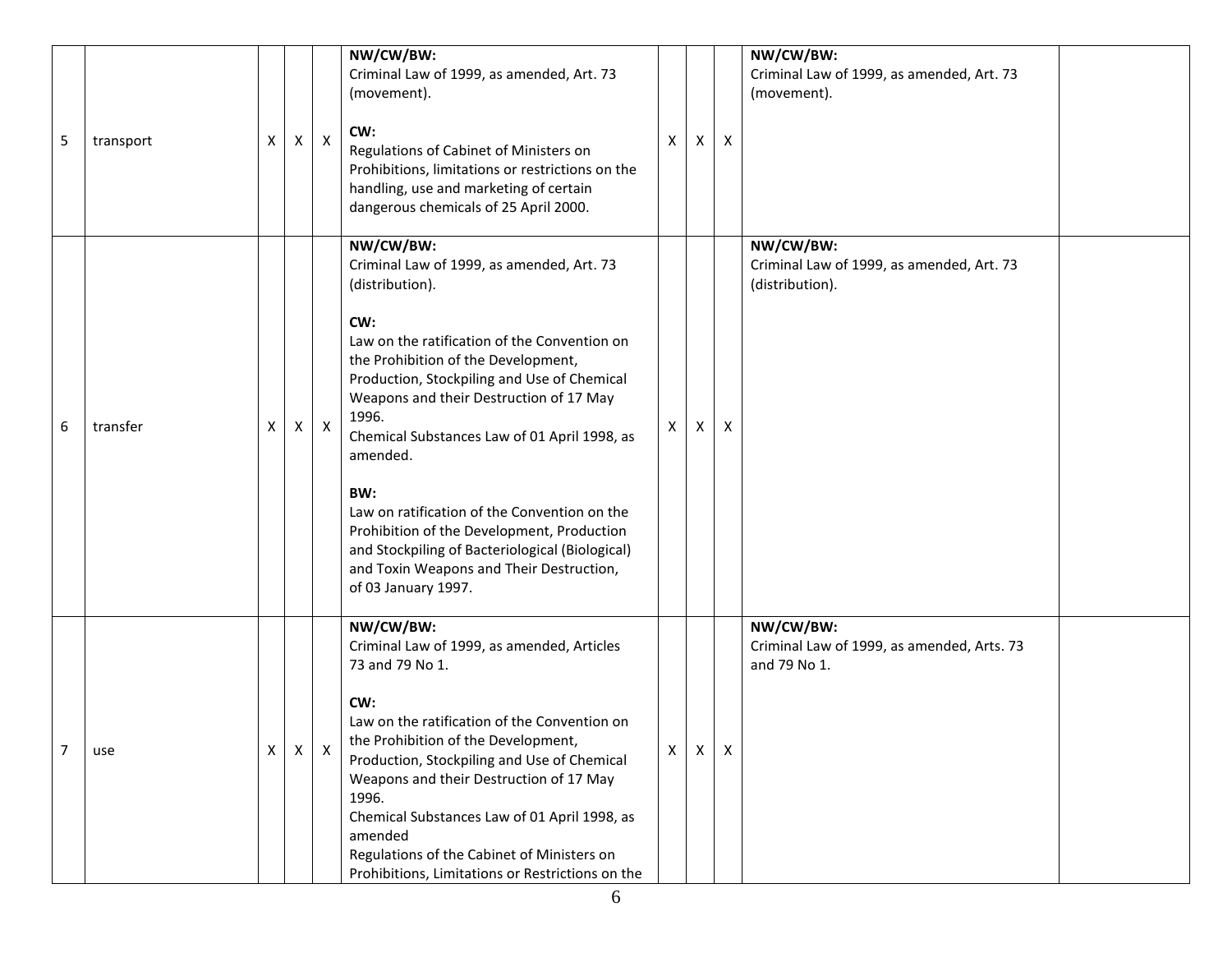| 5 | transport | X | X | X | **NW/CW/BW:**<br>Criminal Law of 1999, as amended, Art. 73 (movement).<br><br>**CW:**<br>Regulations of Cabinet of Ministers on Prohibitions, limitations or restrictions on the handling, use and marketing of certain dangerous chemicals of 25 April 2000. | X | X | X | **NW/CW/BW:**<br>Criminal Law of 1999, as amended, Art. 73 (movement). | |
|---|---|---|---|---|---|---|---|---|---|---|
| 6 | transfer | X | X | X | **NW/CW/BW:**<br>Criminal Law of 1999, as amended, Art. 73 (distribution).<br><br>**CW:**<br>Law on the ratification of the Convention on the Prohibition of the Development, Production, Stockpiling and Use of Chemical Weapons and their Destruction of 17 May 1996.<br>Chemical Substances Law of 01 April 1998, as amended.<br><br>**BW:**<br>Law on ratification of the Convention on the Prohibition of the Development, Production and Stockpiling of Bacteriological (Biological) and Toxin Weapons and Their Destruction, of 03 January 1997. | X | X | X | **NW/CW/BW:**<br>Criminal Law of 1999, as amended, Art. 73 (distribution). | |
| 7 | use | X | X | X | **NW/CW/BW:**<br>Criminal Law of 1999, as amended, Articles 73 and 79 No 1.<br><br>**CW:**<br>Law on the ratification of the Convention on the Prohibition of the Development, Production, Stockpiling and Use of Chemical Weapons and their Destruction of 17 May 1996.<br>Chemical Substances Law of 01 April 1998, as amended<br>Regulations of the Cabinet of Ministers on Prohibitions, Limitations or Restrictions on the | X | X | X | **NW/CW/BW:**<br>Criminal Law of 1999, as amended, Arts. 73 and 79 No 1. | |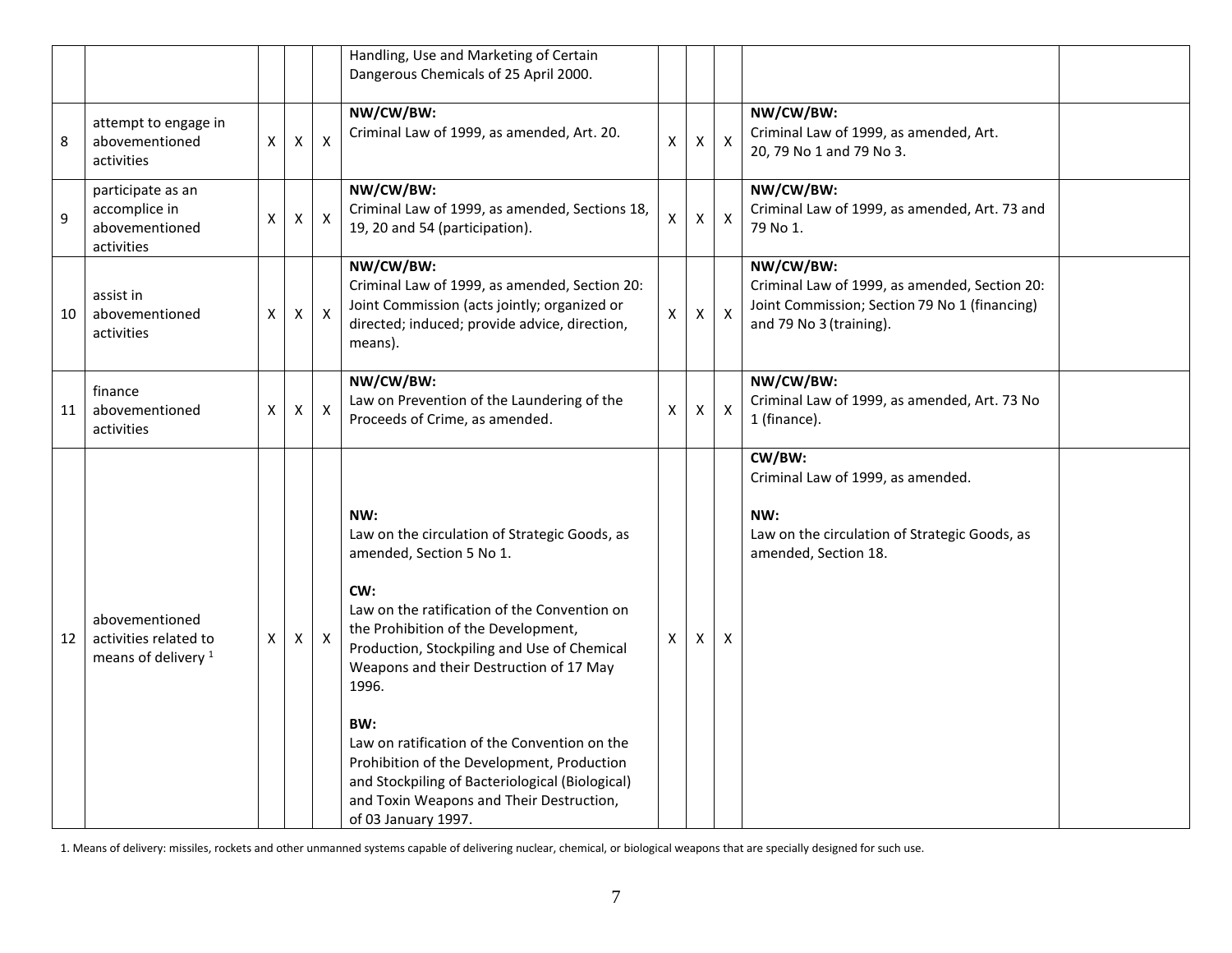| | | | | | | | | | | |
|---|---|---|---|---|---|---|---|---|---|---|
| | | | | | Handling, Use and Marketing of Certain Dangerous Chemicals of 25 April 2000. | | | | | |
| 8 | attempt to engage in abovementioned activities | X | X | X | **NW/CW/BW:**<br>Criminal Law of 1999, as amended, Art. 20. | X | X | X | **NW/CW/BW:**<br>Criminal Law of 1999, as amended, Art. 20, 79 No 1 and 79 No 3. | |
| 9 | participate as an accomplice in abovementioned activities | X | X | X | **NW/CW/BW:**<br>Criminal Law of 1999, as amended, Sections 18, 19, 20 and 54 (participation). | X | X | X | **NW/CW/BW:**<br>Criminal Law of 1999, as amended, Art. 73 and 79 No 1. | |
| 10 | assist in abovementioned activities | X | X | X | **NW/CW/BW:**<br>Criminal Law of 1999, as amended, Section 20: Joint Commission (acts jointly; organized or directed; induced; provide advice, direction, means). | X | X | X | **NW/CW/BW:**<br>Criminal Law of 1999, as amended, Section 20: Joint Commission; Section 79 No 1 (financing) and 79 No 3 (training). | |
| 11 | finance abovementioned activities | X | X | X | **NW/CW/BW:**<br>Law on Prevention of the Laundering of the Proceeds of Crime, as amended. | X | X | X | **NW/CW/BW:**<br>Criminal Law of 1999, as amended, Art. 73 No 1 (finance). | |
| 12 | abovementioned activities related to means of delivery [1] | X | X | X | **NW:**<br>Law on the circulation of Strategic Goods, as amended, Section 5 No 1.<br><br>**CW:**<br>Law on the ratification of the Convention on the Prohibition of the Development, Production, Stockpiling and Use of Chemical Weapons and their Destruction of 17 May 1996.<br><br>**BW:**<br>Law on ratification of the Convention on the Prohibition of the Development, Production and Stockpiling of Bacteriological (Biological) and Toxin Weapons and Their Destruction, of 03 January 1997. | X | X | X | **CW/BW:**<br>Criminal Law of 1999, as amended.<br><br>**NW:**<br>Law on the circulation of Strategic Goods, as amended, Section 18. | |

1. Means of delivery: missiles, rockets and other unmanned systems capable of delivering nuclear, chemical, or biological weapons that are specially designed for such use.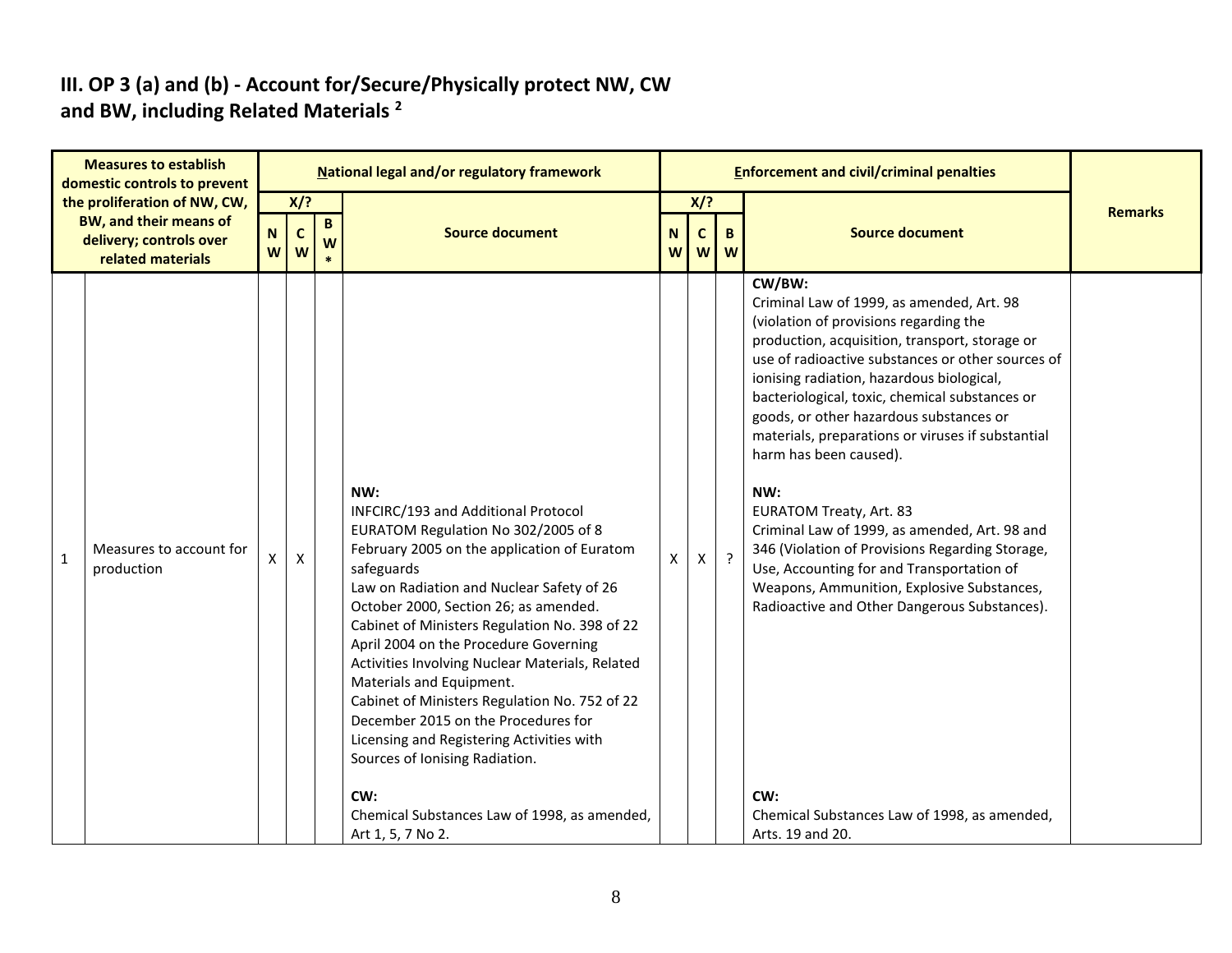## III. OP 3 (a) and (b) - Account for/Secure/Physically protect NW, CW and BW, including Related Materials [2]

| Measures to establish domestic controls to prevent the proliferation of NW, CW, BW, and their means of delivery; controls over related materials | | National legal and/or regulatory framework | | | | Enforcement and civil/criminal penalties | | | | Remarks |
|---|---|---|---|---|---|---|---|---|---|---|
| | | X/? | | | Source document | X/? | | | Source document | |
| | | NW | CW | BW* | | NW | CW | BW | | |
| 1 | Measures to account for production | X | X | | **NW:**<br>INFCIRC/193 and Additional Protocol<br>EURATOM Regulation No 302/2005 of 8 February 2005 on the application of Euratom safeguards<br>Law on Radiation and Nuclear Safety of 26 October 2000, Section 26; as amended.<br>Cabinet of Ministers Regulation No. 398 of 22 April 2004 on the Procedure Governing Activities Involving Nuclear Materials, Related Materials and Equipment.<br>Cabinet of Ministers Regulation No. 752 of 22 December 2015 on the Procedures for Licensing and Registering Activities with Sources of Ionising Radiation.<br><br>**CW:**<br>Chemical Substances Law of 1998, as amended, Art 1, 5, 7 No 2. | X | X | ? | **CW/BW:**<br>Criminal Law of 1999, as amended, Art. 98 (violation of provisions regarding the production, acquisition, transport, storage or use of radioactive substances or other sources of ionising radiation, hazardous biological, bacteriological, toxic, chemical substances or goods, or other hazardous substances or materials, preparations or viruses if substantial harm has been caused).<br><br>**NW:**<br>EURATOM Treaty, Art. 83<br>Criminal Law of 1999, as amended, Art. 98 and 346 (Violation of Provisions Regarding Storage, Use, Accounting for and Transportation of Weapons, Ammunition, Explosive Substances, Radioactive and Other Dangerous Substances).<br><br>**CW:**<br>Chemical Substances Law of 1998, as amended, Arts. 19 and 20. | |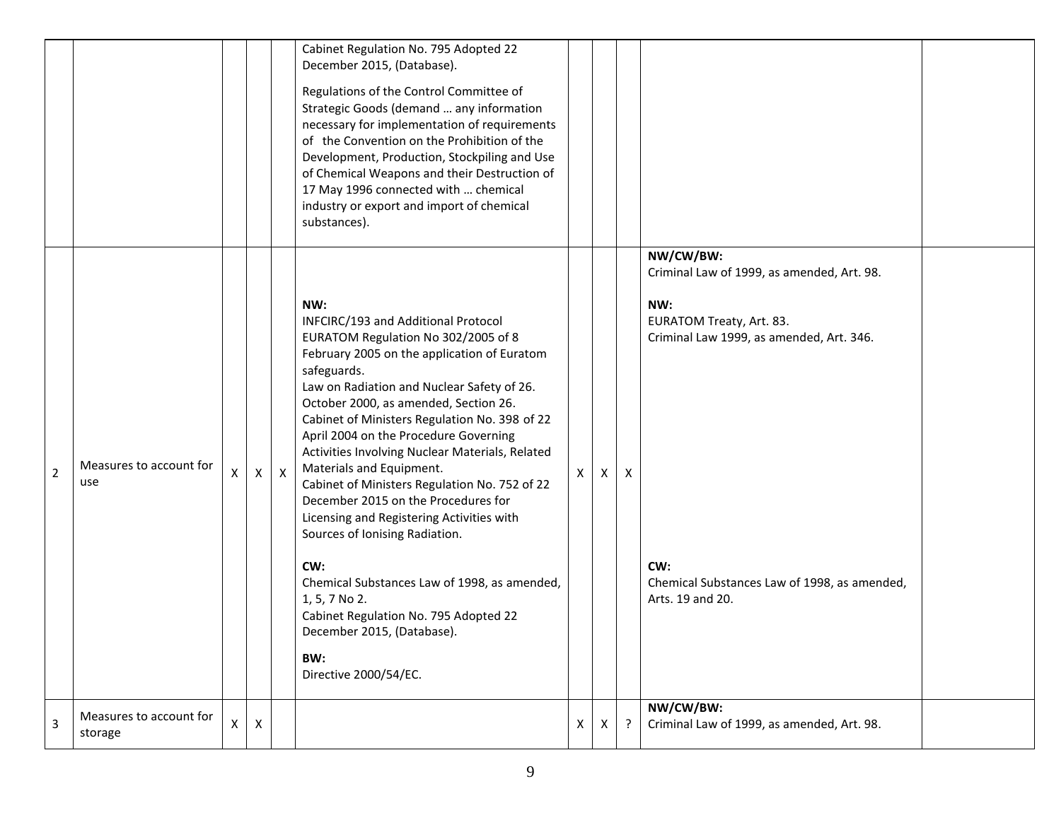| | | | | | | | | | | |
|---|---|---|---|---|---|---|---|---|---|---|
| | | | | | Cabinet Regulation No. 795 Adopted 22 December 2015, (Database).<br><br>Regulations of the Control Committee of Strategic Goods (demand … any information necessary for implementation of requirements of the Convention on the Prohibition of the Development, Production, Stockpiling and Use of Chemical Weapons and their Destruction of 17 May 1996 connected with … chemical industry or export and import of chemical substances). | | | | | |
| 2 | Measures to account for use | X | X | X | **NW:**<br>INFCIRC/193 and Additional Protocol<br>EURATOM Regulation No 302/2005 of 8 February 2005 on the application of Euratom safeguards.<br>Law on Radiation and Nuclear Safety of 26. October 2000, as amended, Section 26.<br>Cabinet of Ministers Regulation No. 398 of 22 April 2004 on the Procedure Governing Activities Involving Nuclear Materials, Related Materials and Equipment.<br>Cabinet of Ministers Regulation No. 752 of 22 December 2015 on the Procedures for Licensing and Registering Activities with Sources of Ionising Radiation.<br><br>**CW:**<br>Chemical Substances Law of 1998, as amended, 1, 5, 7 No 2.<br>Cabinet Regulation No. 795 Adopted 22 December 2015, (Database).<br><br>**BW:**<br>Directive 2000/54/EC. | X | X | X | **NW/CW/BW:**<br>Criminal Law of 1999, as amended, Art. 98.<br><br>**NW:**<br>EURATOM Treaty, Art. 83.<br>Criminal Law 1999, as amended, Art. 346.<br><br>**CW:**<br>Chemical Substances Law of 1998, as amended, Arts. 19 and 20. | |
| 3 | Measures to account for storage | X | X | | | X | X | ? | **NW/CW/BW:**<br>Criminal Law of 1999, as amended, Art. 98. | |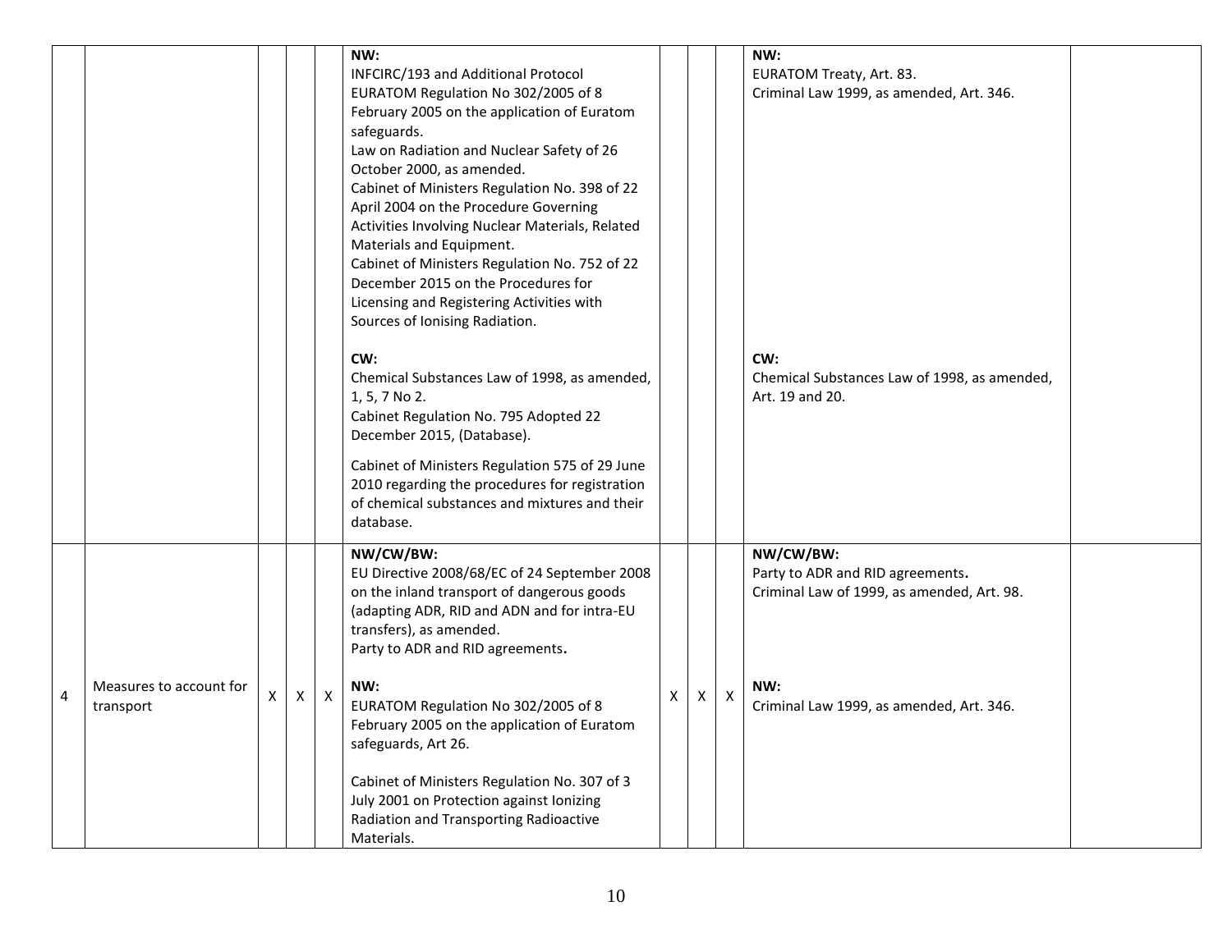| | | | | | | | | | | |
|---|---|---|---|---|---|---|---|---|---|---|
| | | | | | **NW:**<br>INFCIRC/193 and Additional Protocol<br>EURATOM Regulation No 302/2005 of 8 February 2005 on the application of Euratom safeguards.<br>Law on Radiation and Nuclear Safety of 26 October 2000, as amended.<br>Cabinet of Ministers Regulation No. 398 of 22 April 2004 on the Procedure Governing Activities Involving Nuclear Materials, Related Materials and Equipment.<br>Cabinet of Ministers Regulation No. 752 of 22 December 2015 on the Procedures for Licensing and Registering Activities with Sources of Ionising Radiation.<br><br>**CW:**<br>Chemical Substances Law of 1998, as amended, 1, 5, 7 No 2.<br>Cabinet Regulation No. 795 Adopted 22 December 2015, (Database).<br><br>Cabinet of Ministers Regulation 575 of 29 June 2010 regarding the procedures for registration of chemical substances and mixtures and their database. | | | | **NW:**<br>EURATOM Treaty, Art. 83.<br>Criminal Law 1999, as amended, Art. 346.<br><br>**CW:**<br>Chemical Substances Law of 1998, as amended, Art. 19 and 20. | |
| 4 | Measures to account for transport | X | X | X | **NW/CW/BW:**<br>EU Directive 2008/68/EC of 24 September 2008 on the inland transport of dangerous goods (adapting ADR, RID and ADN and for intra-EU transfers), as amended.<br>Party to ADR and RID agreements**.**<br><br>**NW:**<br>EURATOM Regulation No 302/2005 of 8 February 2005 on the application of Euratom safeguards, Art 26.<br><br>Cabinet of Ministers Regulation No. 307 of 3 July 2001 on Protection against Ionizing Radiation and Transporting Radioactive Materials. | X | X | X | **NW/CW/BW:**<br>Party to ADR and RID agreements**.**<br>Criminal Law of 1999, as amended, Art. 98.<br><br>**NW:**<br>Criminal Law 1999, as amended, Art. 346. | |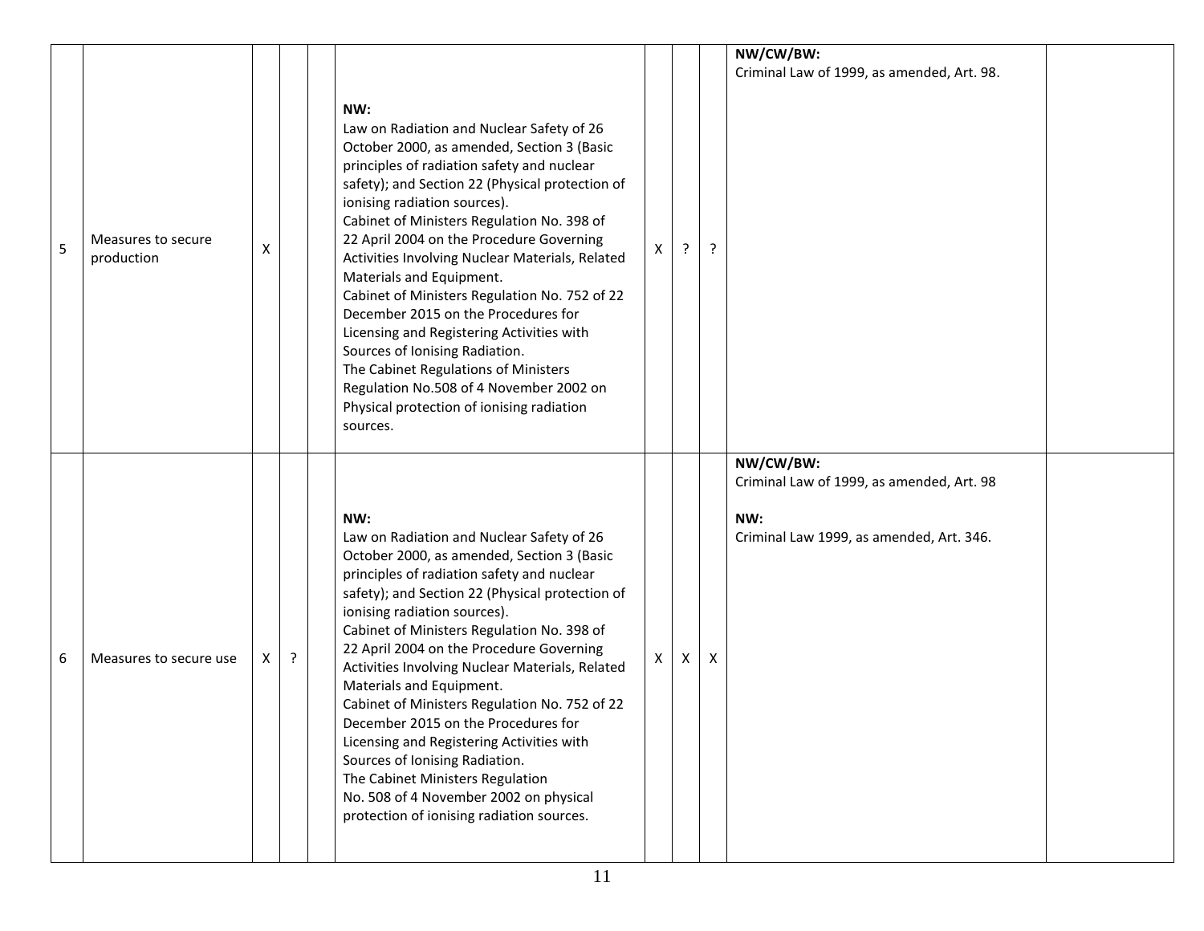| | | | | | | | | | | |
|---|---|---|---|---|---|---|---|---|---|---|
| 5 | Measures to secure production | X | | | **NW:**<br>Law on Radiation and Nuclear Safety of 26 October 2000, as amended, Section 3 (Basic principles of radiation safety and nuclear safety); and Section 22 (Physical protection of ionising radiation sources).<br>Cabinet of Ministers Regulation No. 398 of 22 April 2004 on the Procedure Governing Activities Involving Nuclear Materials, Related Materials and Equipment.<br>Cabinet of Ministers Regulation No. 752 of 22 December 2015 on the Procedures for Licensing and Registering Activities with Sources of Ionising Radiation.<br>The Cabinet Regulations of Ministers Regulation No.508 of 4 November 2002 on Physical protection of ionising radiation sources. | X | ? | ? | **NW/CW/BW:**<br>Criminal Law of 1999, as amended, Art. 98. | |
| 6 | Measures to secure use | X | ? | | **NW:**<br>Law on Radiation and Nuclear Safety of 26 October 2000, as amended, Section 3 (Basic principles of radiation safety and nuclear safety); and Section 22 (Physical protection of ionising radiation sources).<br>Cabinet of Ministers Regulation No. 398 of 22 April 2004 on the Procedure Governing Activities Involving Nuclear Materials, Related Materials and Equipment.<br>Cabinet of Ministers Regulation No. 752 of 22 December 2015 on the Procedures for Licensing and Registering Activities with Sources of Ionising Radiation.<br>The Cabinet Ministers Regulation No. 508 of 4 November 2002 on physical protection of ionising radiation sources. | X | X | X | **NW/CW/BW:**<br>Criminal Law of 1999, as amended, Art. 98<br><br>**NW:**<br>Criminal Law 1999, as amended, Art. 346. | |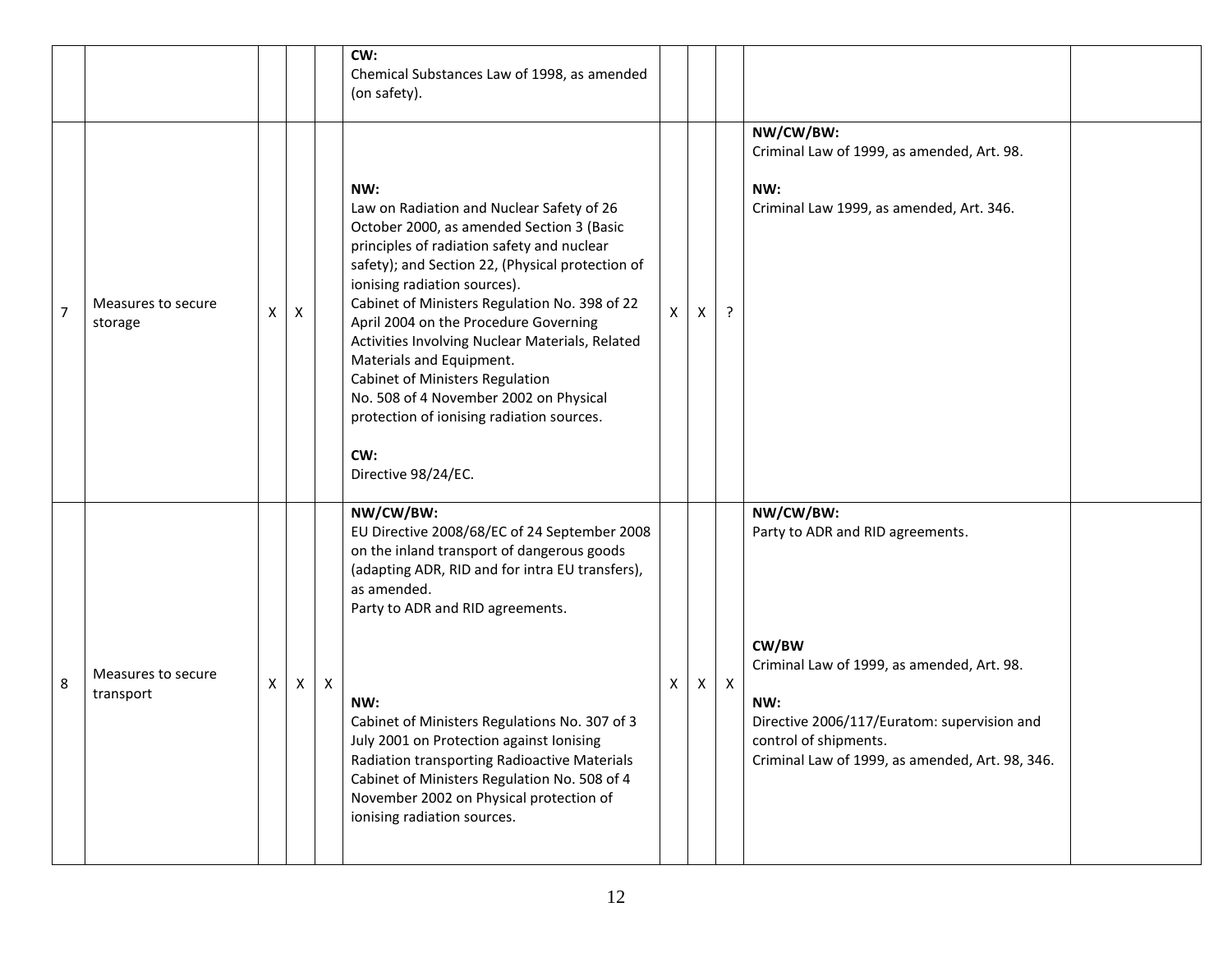|  |  |  |  |  |  |  |  |  |  |  |
|---|---|---|---|---|---|---|---|---|---|---|
|  |  |  |  |  | **CW:**<br>Chemical Substances Law of 1998, as amended (on safety). |  |  |  |  |  |
| 7 | Measures to secure storage | X | X |  | **NW:**<br>Law on Radiation and Nuclear Safety of 26 October 2000, as amended Section 3 (Basic principles of radiation safety and nuclear safety); and Section 22, (Physical protection of ionising radiation sources).<br>Cabinet of Ministers Regulation No. 398 of 22 April 2004 on the Procedure Governing Activities Involving Nuclear Materials, Related Materials and Equipment.<br>Cabinet of Ministers Regulation No. 508 of 4 November 2002 on Physical protection of ionising radiation sources.<br><br>**CW:**<br>Directive 98/24/EC. | X | X | ? | **NW/CW/BW:**<br>Criminal Law of 1999, as amended, Art. 98.<br><br>**NW:**<br>Criminal Law 1999, as amended, Art. 346. |  |
| 8 | Measures to secure transport | X | X | X | **NW/CW/BW:**<br>EU Directive 2008/68/EC of 24 September 2008 on the inland transport of dangerous goods (adapting ADR, RID and for intra EU transfers), as amended.<br>Party to ADR and RID agreements.<br><br>**NW:**<br>Cabinet of Ministers Regulations No. 307 of 3 July 2001 on Protection against Ionising Radiation transporting Radioactive Materials<br>Cabinet of Ministers Regulation No. 508 of 4 November 2002 on Physical protection of ionising radiation sources. | X | X | X | **NW/CW/BW:**<br>Party to ADR and RID agreements.<br><br>**CW/BW**<br>Criminal Law of 1999, as amended, Art. 98.<br><br>**NW:**<br>Directive 2006/117/Euratom: supervision and control of shipments.<br>Criminal Law of 1999, as amended, Art. 98, 346. |  |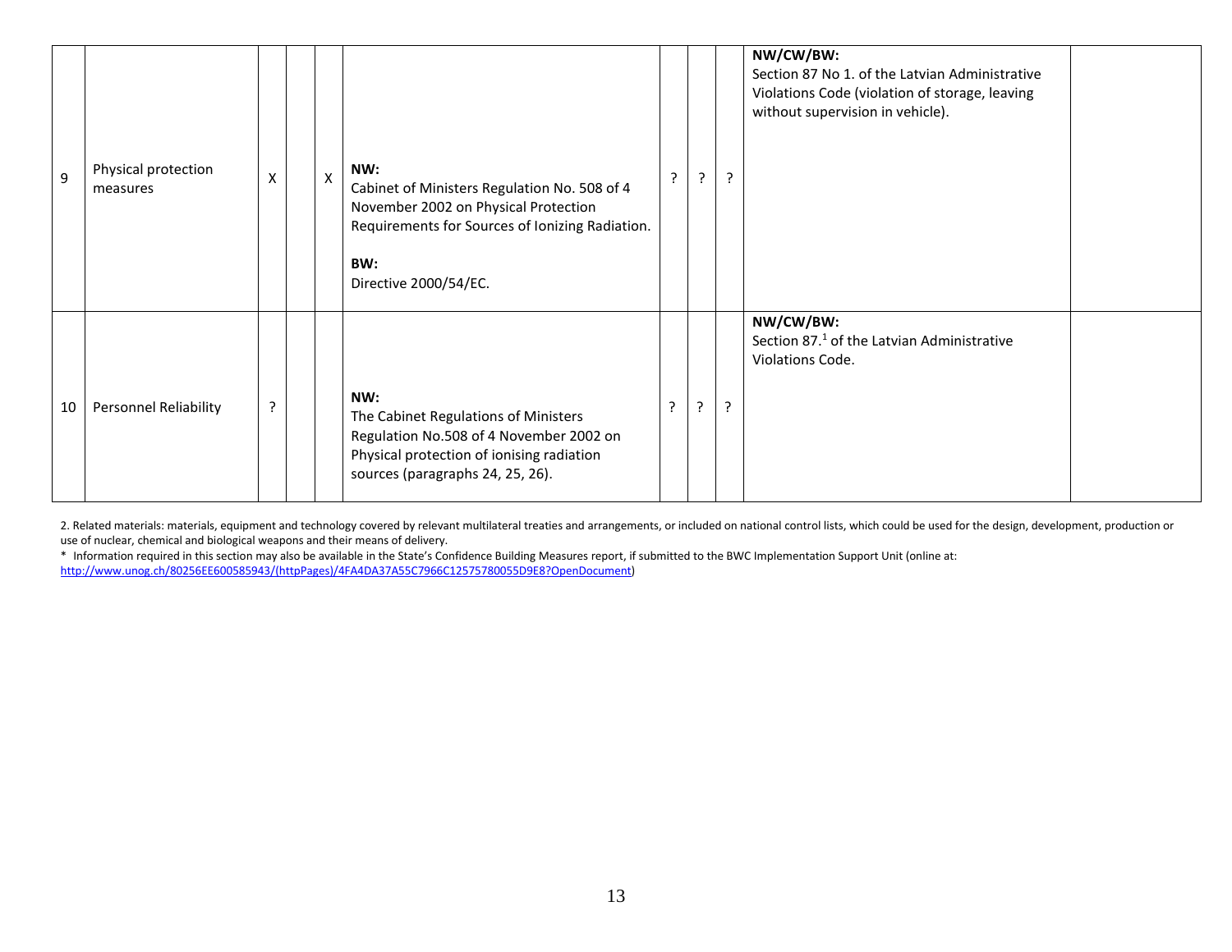| 9 | Physical protection measures | X | | X | NW: Cabinet of Ministers Regulation No. 508 of 4 November 2002 on Physical Protection Requirements for Sources of Ionizing Radiation.<br><br>BW: Directive 2000/54/EC. | ? | ? | ? | NW/CW/BW: Section 87 No 1. of the Latvian Administrative Violations Code (violation of storage, leaving without supervision in vehicle). | |
|---|---|---|---|---|---|---|---|---|---|---|
| 10 | Personnel Reliability | ? | | | NW: The Cabinet Regulations of Ministers Regulation No.508 of 4 November 2002 on Physical protection of ionising radiation sources (paragraphs 24, 25, 26). | ? | ? | ? | NW/CW/BW: Section 87.[1] of the Latvian Administrative Violations Code. | |

2. Related materials: materials, equipment and technology covered by relevant multilateral treaties and arrangements, or included on national control lists, which could be used for the design, development, production or use of nuclear, chemical and biological weapons and their means of delivery.

* Information required in this section may also be available in the State's Confidence Building Measures report, if submitted to the BWC Implementation Support Unit (online at: http://www.unog.ch/80256EE600585943/(httpPages)/4FA4DA37A55C7966C12575780055D9E8?OpenDocument)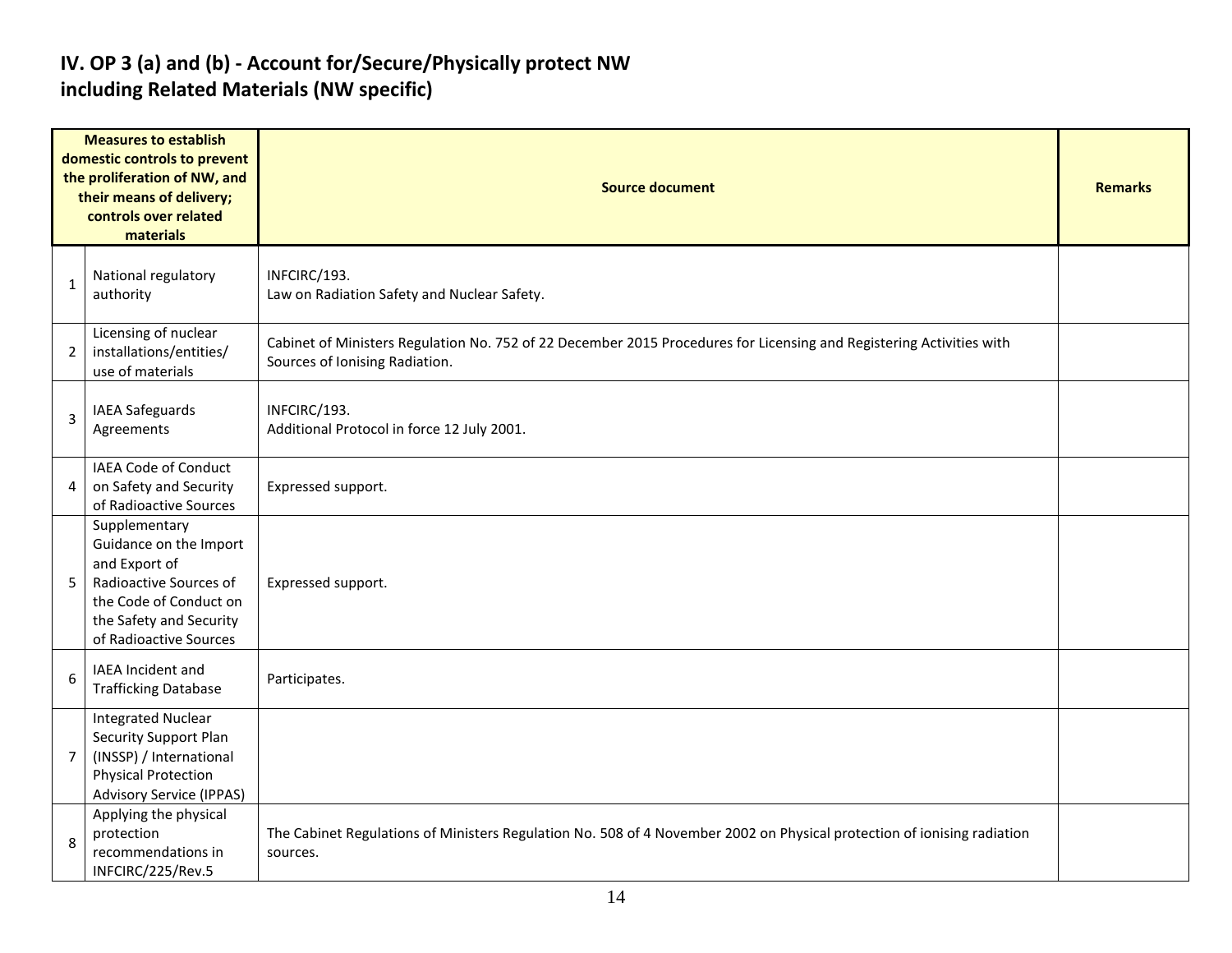## IV. OP 3 (a) and (b) - Account for/Secure/Physically protect NW including Related Materials (NW specific)

| | Measures to establish domestic controls to prevent the proliferation of NW, and their means of delivery; controls over related materials | Source document | Remarks |
|---|---|---|---|
| 1 | National regulatory authority | INFCIRC/193.<br>Law on Radiation Safety and Nuclear Safety. | |
| 2 | Licensing of nuclear installations/entities/ use of materials | Cabinet of Ministers Regulation No. 752 of 22 December 2015 Procedures for Licensing and Registering Activities with Sources of Ionising Radiation. | |
| 3 | IAEA Safeguards Agreements | INFCIRC/193.<br>Additional Protocol in force 12 July 2001. | |
| 4 | IAEA Code of Conduct on Safety and Security of Radioactive Sources | Expressed support. | |
| 5 | Supplementary Guidance on the Import and Export of Radioactive Sources of the Code of Conduct on the Safety and Security of Radioactive Sources | Expressed support. | |
| 6 | IAEA Incident and Trafficking Database | Participates. | |
| 7 | Integrated Nuclear Security Support Plan (INSSP) / International Physical Protection Advisory Service (IPPAS) | | |
| 8 | Applying the physical protection recommendations in INFCIRC/225/Rev.5 | The Cabinet Regulations of Ministers Regulation No. 508 of 4 November 2002 on Physical protection of ionising radiation sources. | |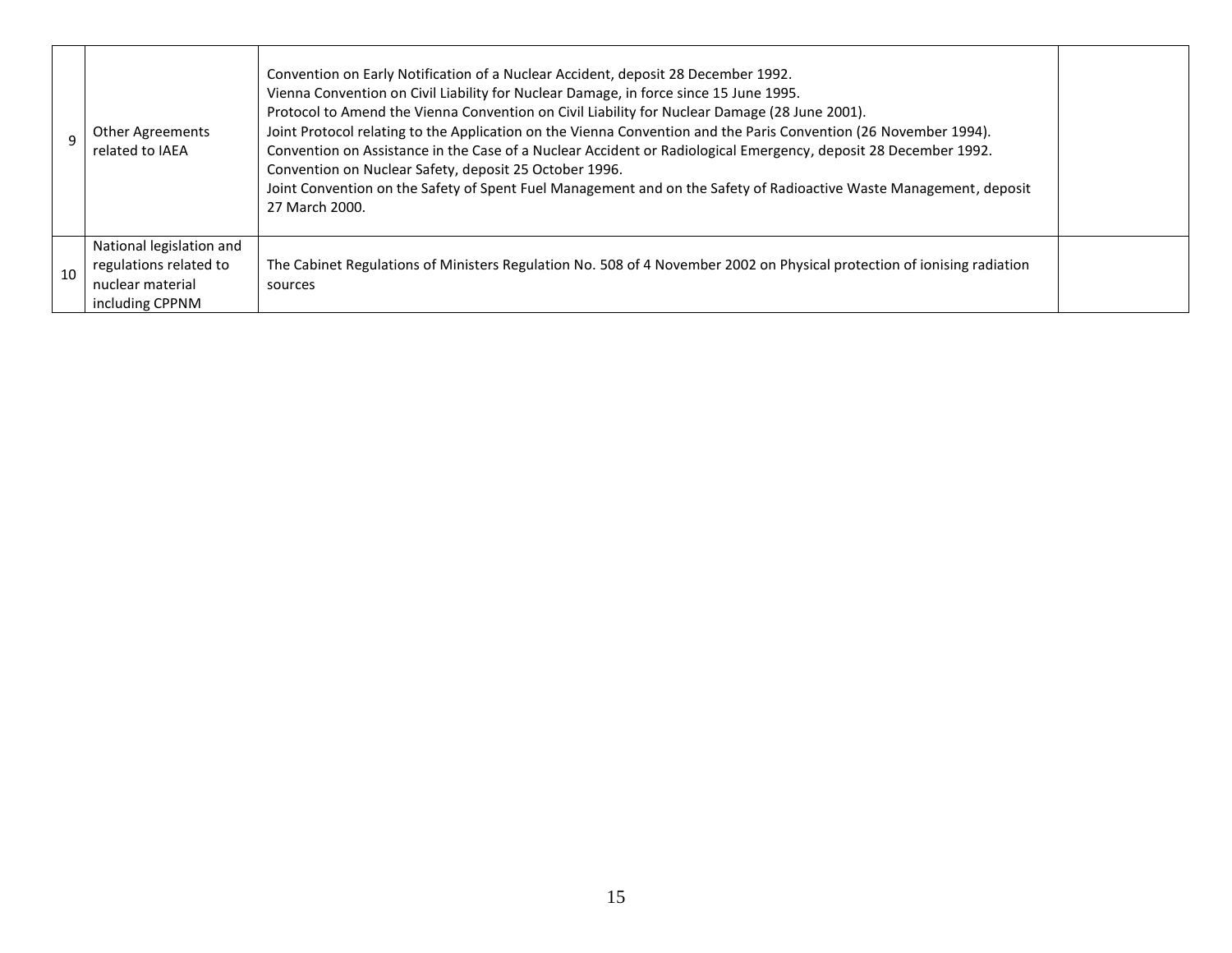| | | | |
|---|---|---|---|
| 9 | Other Agreements related to IAEA | Convention on Early Notification of a Nuclear Accident, deposit 28 December 1992.<br>Vienna Convention on Civil Liability for Nuclear Damage, in force since 15 June 1995.<br>Protocol to Amend the Vienna Convention on Civil Liability for Nuclear Damage (28 June 2001).<br>Joint Protocol relating to the Application on the Vienna Convention and the Paris Convention (26 November 1994).<br>Convention on Assistance in the Case of a Nuclear Accident or Radiological Emergency, deposit 28 December 1992.<br>Convention on Nuclear Safety, deposit 25 October 1996.<br>Joint Convention on the Safety of Spent Fuel Management and on the Safety of Radioactive Waste Management, deposit 27 March 2000. | |
| 10 | National legislation and regulations related to nuclear material including CPPNM | The Cabinet Regulations of Ministers Regulation No. 508 of 4 November 2002 on Physical protection of ionising radiation sources | |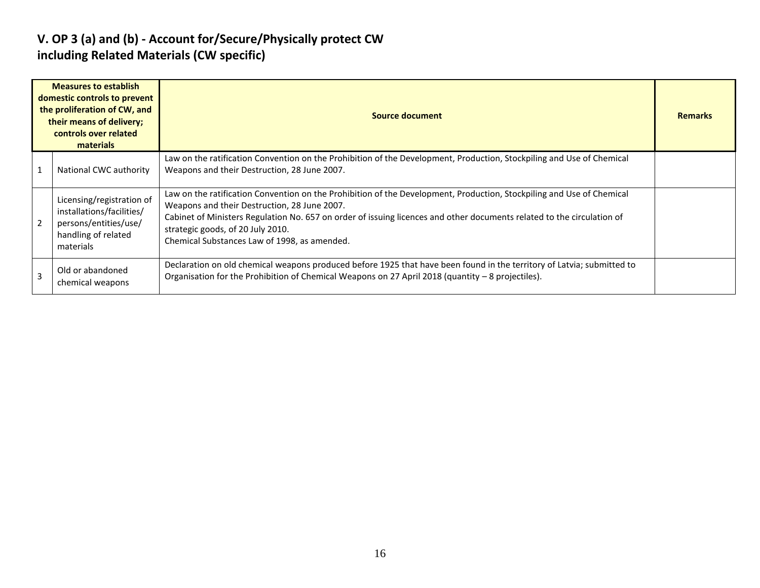## V. OP 3 (a) and (b) - Account for/Secure/Physically protect CW including Related Materials (CW specific)

| | Measures to establish domestic controls to prevent the proliferation of CW, and their means of delivery; controls over related materials | Source document | Remarks |
|---|---|---|---|
| 1 | National CWC authority | Law on the ratification Convention on the Prohibition of the Development, Production, Stockpiling and Use of Chemical Weapons and their Destruction, 28 June 2007. | |
| 2 | Licensing/registration of installations/facilities/ persons/entities/use/ handling of related materials | Law on the ratification Convention on the Prohibition of the Development, Production, Stockpiling and Use of Chemical Weapons and their Destruction, 28 June 2007.<br>Cabinet of Ministers Regulation No. 657 on order of issuing licences and other documents related to the circulation of strategic goods, of 20 July 2010.<br>Chemical Substances Law of 1998, as amended. | |
| 3 | Old or abandoned chemical weapons | Declaration on old chemical weapons produced before 1925 that have been found in the territory of Latvia; submitted to Organisation for the Prohibition of Chemical Weapons on 27 April 2018 (quantity – 8 projectiles). | |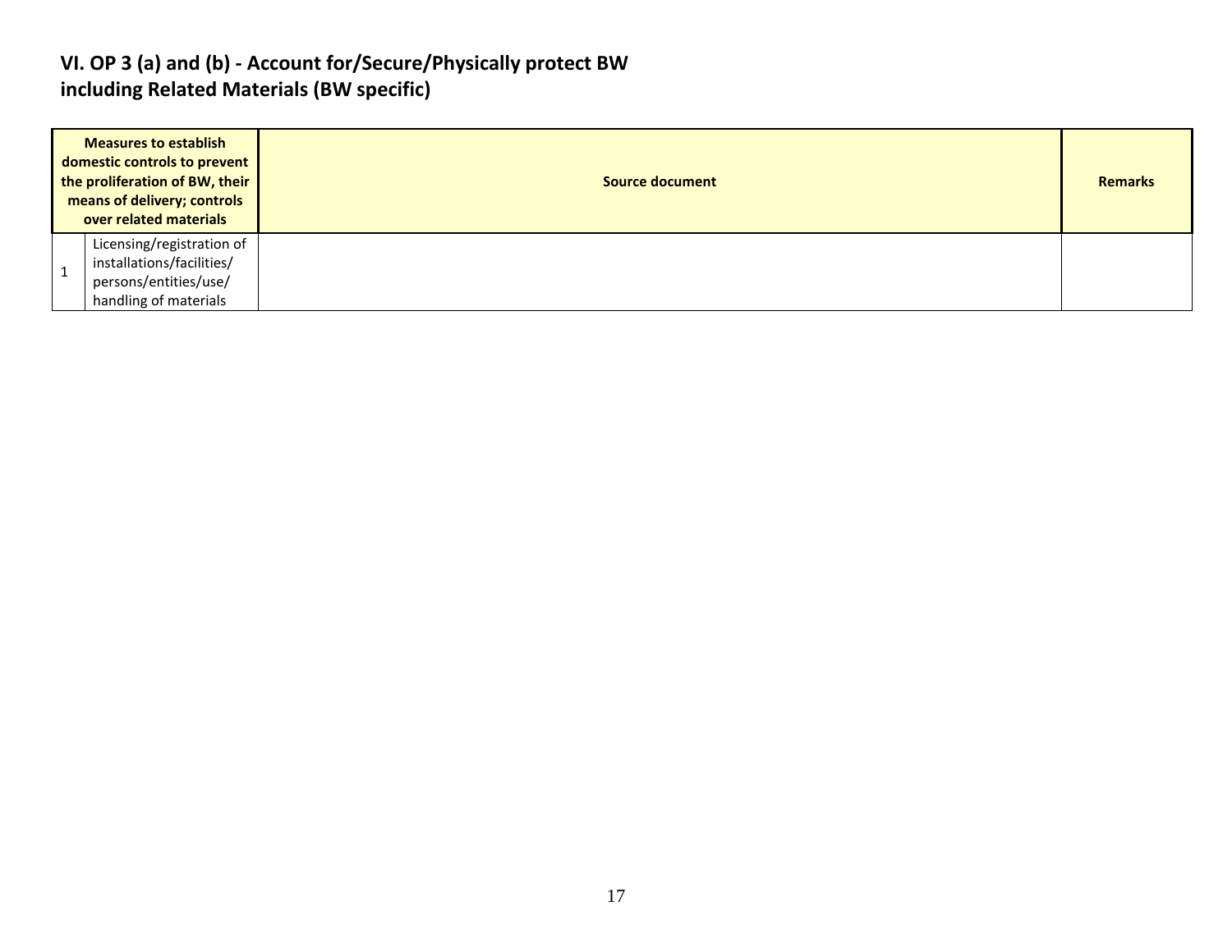## VI. OP 3 (a) and (b) - Account for/Secure/Physically protect BW including Related Materials (BW specific)

| Measures to establish domestic controls to prevent the proliferation of BW, their means of delivery; controls over related materials | | Source document | Remarks |
|---|---|---|---|
| 1 | Licensing/registration of installations/facilities/ persons/entities/use/ handling of materials | | |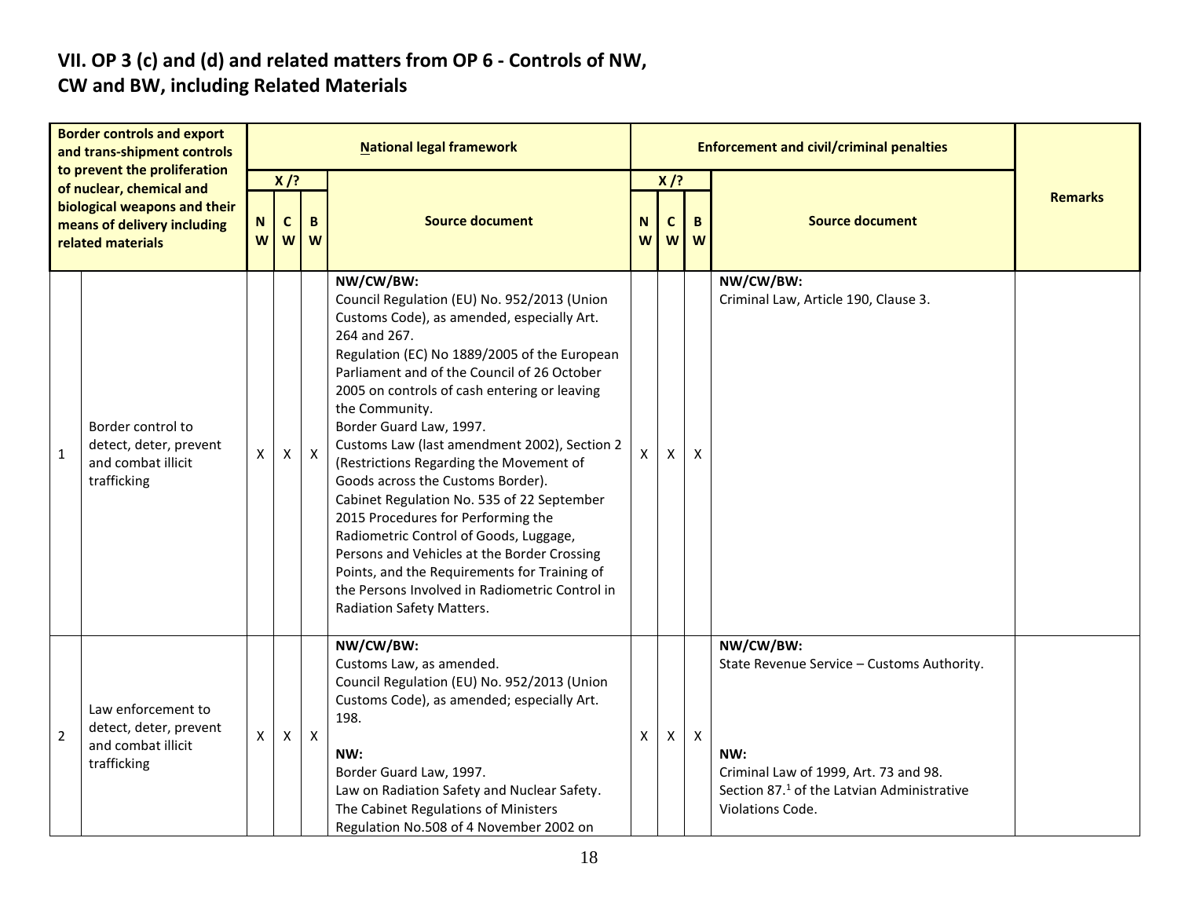## VII. OP 3 (c) and (d) and related matters from OP 6 - Controls of NW, CW and BW, including Related Materials

| | Border controls and export and trans-shipment controls to prevent the proliferation of nuclear, chemical and biological weapons and their means of delivery including related materials | National legal framework | | | | Enforcement and civil/criminal penalties | | | | Remarks |
|---|---|---|---|---|---|---|---|---|---|---|
| | | X /? | | | Source document | X /? | | | Source document | |
| | | NW | CW | BW | | NW | CW | BW | | |
| 1 | Border control to detect, deter, prevent and combat illicit trafficking | X | X | X | **NW/CW/BW:**<br>Council Regulation (EU) No. 952/2013 (Union Customs Code), as amended, especially Art. 264 and 267.<br>Regulation (EC) No 1889/2005 of the European Parliament and of the Council of 26 October 2005 on controls of cash entering or leaving the Community.<br>Border Guard Law, 1997.<br>Customs Law (last amendment 2002), Section 2 (Restrictions Regarding the Movement of Goods across the Customs Border).<br>Cabinet Regulation No. 535 of 22 September 2015 Procedures for Performing the Radiometric Control of Goods, Luggage, Persons and Vehicles at the Border Crossing Points, and the Requirements for Training of the Persons Involved in Radiometric Control in Radiation Safety Matters. | X | X | X | **NW/CW/BW:**<br>Criminal Law, Article 190, Clause 3. | |
| 2 | Law enforcement to detect, deter, prevent and combat illicit trafficking | X | X | X | **NW/CW/BW:**<br>Customs Law, as amended.<br>Council Regulation (EU) No. 952/2013 (Union Customs Code), as amended; especially Art. 198.<br><br>**NW:**<br>Border Guard Law, 1997.<br>Law on Radiation Safety and Nuclear Safety.<br>The Cabinet Regulations of Ministers Regulation No.508 of 4 November 2002 on | X | X | X | **NW/CW/BW:**<br>State Revenue Service – Customs Authority.<br><br>**NW:**<br>Criminal Law of 1999, Art. 73 and 98.<br>Section 87.[1] of the Latvian Administrative Violations Code. | |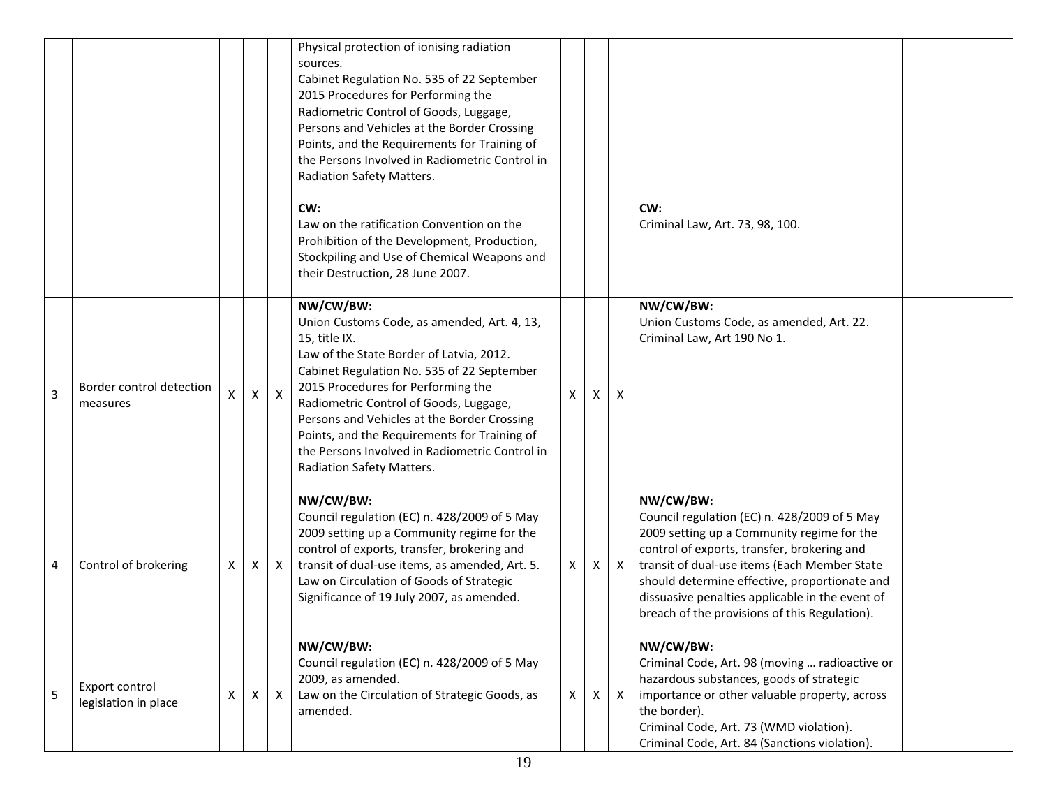| | | | | | | | | | | |
|---|---|---|---|---|---|---|---|---|---|---|
| | | | | | Physical protection of ionising radiation sources.<br>Cabinet Regulation No. 535 of 22 September 2015 Procedures for Performing the Radiometric Control of Goods, Luggage, Persons and Vehicles at the Border Crossing Points, and the Requirements for Training of the Persons Involved in Radiometric Control in Radiation Safety Matters.<br><br>**CW:**<br>Law on the ratification Convention on the Prohibition of the Development, Production, Stockpiling and Use of Chemical Weapons and their Destruction, 28 June 2007. | | | | **CW:**<br>Criminal Law, Art. 73, 98, 100. | |
| 3 | Border control detection measures | X | X | X | **NW/CW/BW:**<br>Union Customs Code, as amended, Art. 4, 13, 15, title IX.<br>Law of the State Border of Latvia, 2012.<br>Cabinet Regulation No. 535 of 22 September 2015 Procedures for Performing the Radiometric Control of Goods, Luggage, Persons and Vehicles at the Border Crossing Points, and the Requirements for Training of the Persons Involved in Radiometric Control in Radiation Safety Matters. | X | X | X | **NW/CW/BW:**<br>Union Customs Code, as amended, Art. 22.<br>Criminal Law, Art 190 No 1. | |
| 4 | Control of brokering | X | X | X | **NW/CW/BW:**<br>Council regulation (EC) n. 428/2009 of 5 May 2009 setting up a Community regime for the control of exports, transfer, brokering and transit of dual-use items, as amended, Art. 5.<br>Law on Circulation of Goods of Strategic Significance of 19 July 2007, as amended. | X | X | X | **NW/CW/BW:**<br>Council regulation (EC) n. 428/2009 of 5 May 2009 setting up a Community regime for the control of exports, transfer, brokering and transit of dual-use items (Each Member State should determine effective, proportionate and dissuasive penalties applicable in the event of breach of the provisions of this Regulation). | |
| 5 | Export control legislation in place | X | X | X | **NW/CW/BW:**<br>Council regulation (EC) n. 428/2009 of 5 May 2009, as amended.<br>Law on the Circulation of Strategic Goods, as amended. | X | X | X | **NW/CW/BW:**<br>Criminal Code, Art. 98 (moving … radioactive or hazardous substances, goods of strategic importance or other valuable property, across the border).<br>Criminal Code, Art. 73 (WMD violation).<br>Criminal Code, Art. 84 (Sanctions violation). | |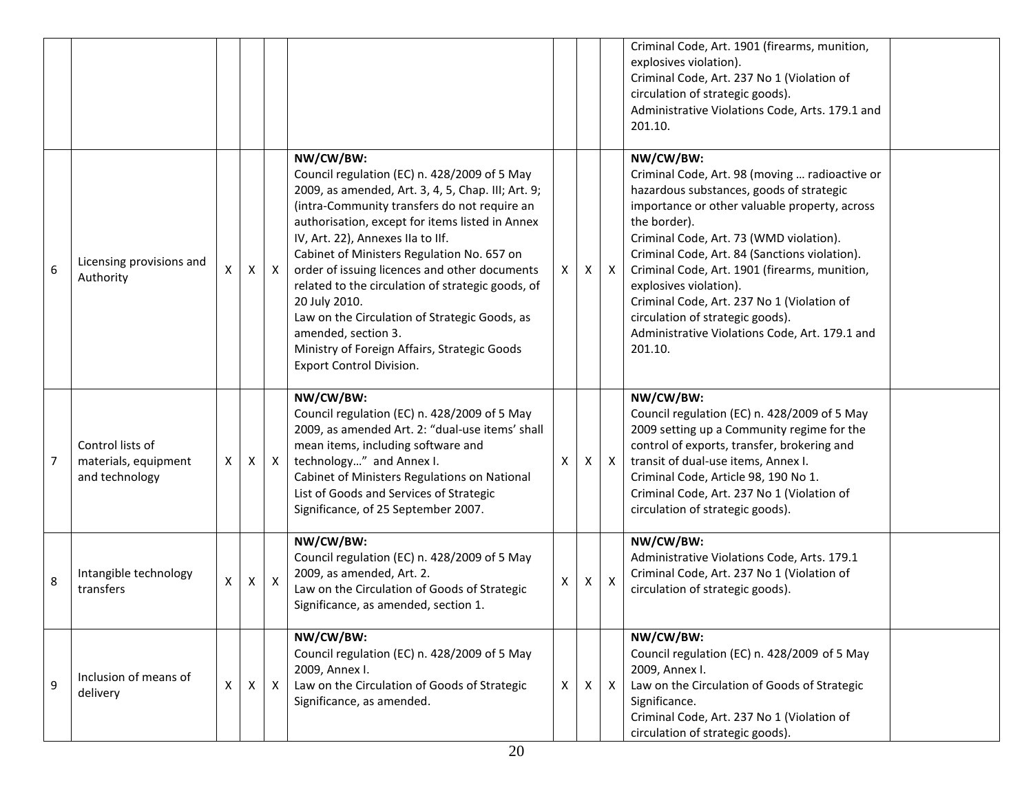| | | | | | | | | | | |
|---|---|---|---|---|---|---|---|---|---|---|
| | | | | | | | | | Criminal Code, Art. 1901 (firearms, munition, explosives violation).<br>Criminal Code, Art. 237 No 1 (Violation of circulation of strategic goods).<br>Administrative Violations Code, Arts. 179.1 and 201.10. | |
| 6 | Licensing provisions and Authority | X | X | X | **NW/CW/BW:**<br>Council regulation (EC) n. 428/2009 of 5 May 2009, as amended, Art. 3, 4, 5, Chap. III; Art. 9; (intra-Community transfers do not require an authorisation, except for items listed in Annex IV, Art. 22), Annexes IIa to IIf.<br>Cabinet of Ministers Regulation No. 657 on order of issuing licences and other documents related to the circulation of strategic goods, of 20 July 2010.<br>Law on the Circulation of Strategic Goods, as amended, section 3.<br>Ministry of Foreign Affairs, Strategic Goods Export Control Division. | X | X | X | **NW/CW/BW:**<br>Criminal Code, Art. 98 (moving … radioactive or hazardous substances, goods of strategic importance or other valuable property, across the border).<br>Criminal Code, Art. 73 (WMD violation).<br>Criminal Code, Art. 84 (Sanctions violation).<br>Criminal Code, Art. 1901 (firearms, munition, explosives violation).<br>Criminal Code, Art. 237 No 1 (Violation of circulation of strategic goods).<br>Administrative Violations Code, Art. 179.1 and 201.10. | |
| 7 | Control lists of materials, equipment and technology | X | X | X | **NW/CW/BW:**<br>Council regulation (EC) n. 428/2009 of 5 May 2009, as amended Art. 2: "dual-use items' shall mean items, including software and technology…" and Annex I.<br>Cabinet of Ministers Regulations on National List of Goods and Services of Strategic Significance, of 25 September 2007. | X | X | X | **NW/CW/BW:**<br>Council regulation (EC) n. 428/2009 of 5 May 2009 setting up a Community regime for the control of exports, transfer, brokering and transit of dual-use items, Annex I.<br>Criminal Code, Article 98, 190 No 1.<br>Criminal Code, Art. 237 No 1 (Violation of circulation of strategic goods). | |
| 8 | Intangible technology transfers | X | X | X | **NW/CW/BW:**<br>Council regulation (EC) n. 428/2009 of 5 May 2009, as amended, Art. 2.<br>Law on the Circulation of Goods of Strategic Significance, as amended, section 1. | X | X | X | **NW/CW/BW:**<br>Administrative Violations Code, Arts. 179.1<br>Criminal Code, Art. 237 No 1 (Violation of circulation of strategic goods). | |
| 9 | Inclusion of means of delivery | X | X | X | **NW/CW/BW:**<br>Council regulation (EC) n. 428/2009 of 5 May 2009, Annex I.<br>Law on the Circulation of Goods of Strategic Significance, as amended. | X | X | X | **NW/CW/BW:**<br>Council regulation (EC) n. 428/2009 of 5 May 2009, Annex I.<br>Law on the Circulation of Goods of Strategic Significance.<br>Criminal Code, Art. 237 No 1 (Violation of circulation of strategic goods). | |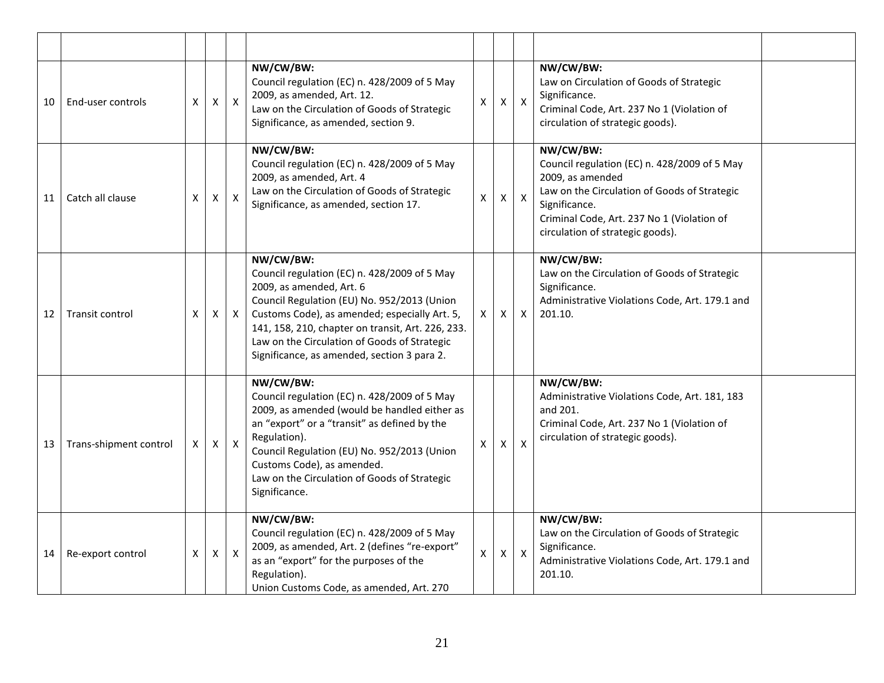| | | | | | | | | | | |
|---|---|---|---|---|---|---|---|---|---|---|
| 10 | End-user controls | X | X | X | **NW/CW/BW:**<br>Council regulation (EC) n. 428/2009 of 5 May 2009, as amended, Art. 12.<br>Law on the Circulation of Goods of Strategic Significance, as amended, section 9. | X | X | X | **NW/CW/BW:**<br>Law on Circulation of Goods of Strategic Significance.<br>Criminal Code, Art. 237 No 1 (Violation of circulation of strategic goods). | |
| 11 | Catch all clause | X | X | X | **NW/CW/BW:**<br>Council regulation (EC) n. 428/2009 of 5 May 2009, as amended, Art. 4<br>Law on the Circulation of Goods of Strategic Significance, as amended, section 17. | X | X | X | **NW/CW/BW:**<br>Council regulation (EC) n. 428/2009 of 5 May 2009, as amended<br>Law on the Circulation of Goods of Strategic Significance.<br>Criminal Code, Art. 237 No 1 (Violation of circulation of strategic goods). | |
| 12 | Transit control | X | X | X | **NW/CW/BW:**<br>Council regulation (EC) n. 428/2009 of 5 May 2009, as amended, Art. 6<br>Council Regulation (EU) No. 952/2013 (Union Customs Code), as amended; especially Art. 5, 141, 158, 210, chapter on transit, Art. 226, 233.<br>Law on the Circulation of Goods of Strategic Significance, as amended, section 3 para 2. | X | X | X | **NW/CW/BW:**<br>Law on the Circulation of Goods of Strategic Significance.<br>Administrative Violations Code, Art. 179.1 and 201.10. | |
| 13 | Trans-shipment control | X | X | X | **NW/CW/BW:**<br>Council regulation (EC) n. 428/2009 of 5 May 2009, as amended (would be handled either as an "export" or a "transit" as defined by the Regulation).<br>Council Regulation (EU) No. 952/2013 (Union Customs Code), as amended.<br>Law on the Circulation of Goods of Strategic Significance. | X | X | X | **NW/CW/BW:**<br>Administrative Violations Code, Art. 181, 183 and 201.<br>Criminal Code, Art. 237 No 1 (Violation of circulation of strategic goods). | |
| 14 | Re-export control | X | X | X | **NW/CW/BW:**<br>Council regulation (EC) n. 428/2009 of 5 May 2009, as amended, Art. 2 (defines "re-export" as an "export" for the purposes of the Regulation).<br>Union Customs Code, as amended, Art. 270 | X | X | X | **NW/CW/BW:**<br>Law on the Circulation of Goods of Strategic Significance.<br>Administrative Violations Code, Art. 179.1 and 201.10. | |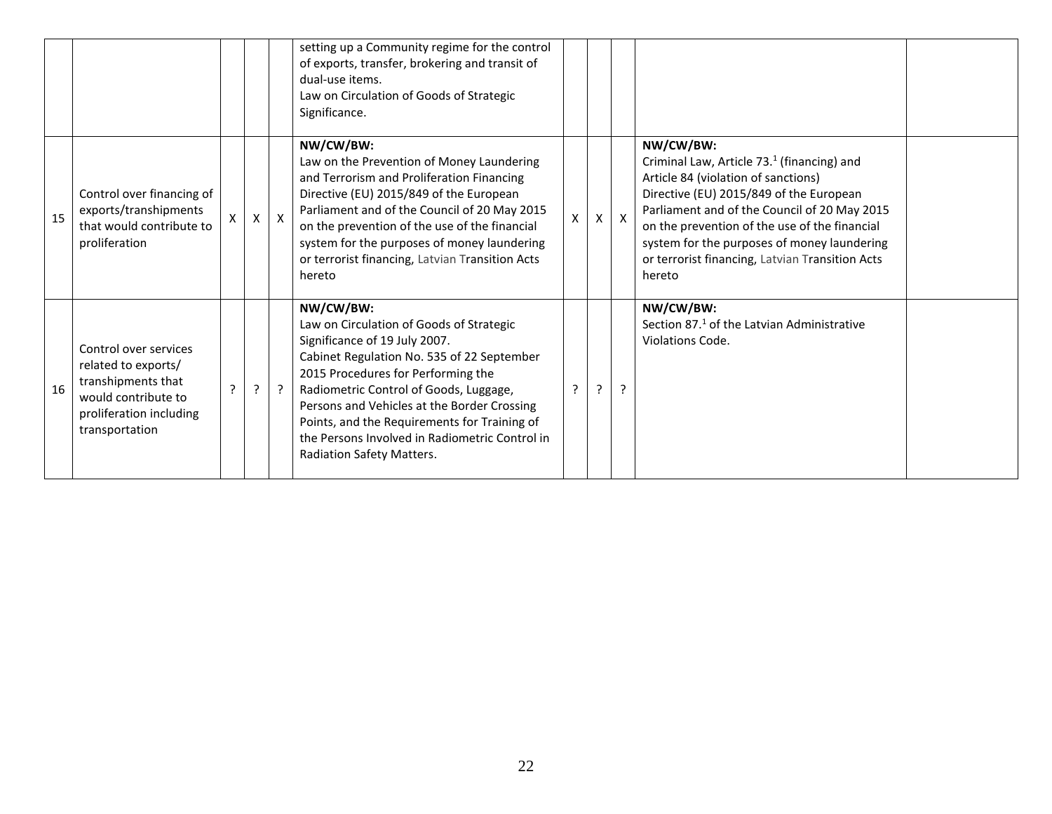| | | | | | | | | | | |
|---|---|---|---|---|---|---|---|---|---|---|
| | | | | | setting up a Community regime for the control of exports, transfer, brokering and transit of dual-use items.<br>Law on Circulation of Goods of Strategic Significance. | | | | | |
| 15 | Control over financing of exports/transhipments that would contribute to proliferation | X | X | X | **NW/CW/BW:**<br>Law on the Prevention of Money Laundering and Terrorism and Proliferation Financing<br>Directive (EU) 2015/849 of the European Parliament and of the Council of 20 May 2015 on the prevention of the use of the financial system for the purposes of money laundering or terrorist financing, Latvian Transition Acts hereto | X | X | X | **NW/CW/BW:**<br>Criminal Law, Article 73.[1] (financing) and Article 84 (violation of sanctions)<br>Directive (EU) 2015/849 of the European Parliament and of the Council of 20 May 2015 on the prevention of the use of the financial system for the purposes of money laundering or terrorist financing, Latvian Transition Acts hereto | |
| 16 | Control over services related to exports/ transhipments that would contribute to proliferation including transportation | ? | ? | ? | **NW/CW/BW:**<br>Law on Circulation of Goods of Strategic Significance of 19 July 2007.<br>Cabinet Regulation No. 535 of 22 September 2015 Procedures for Performing the Radiometric Control of Goods, Luggage, Persons and Vehicles at the Border Crossing Points, and the Requirements for Training of the Persons Involved in Radiometric Control in Radiation Safety Matters. | ? | ? | ? | **NW/CW/BW:**<br>Section 87.[1] of the Latvian Administrative Violations Code. | |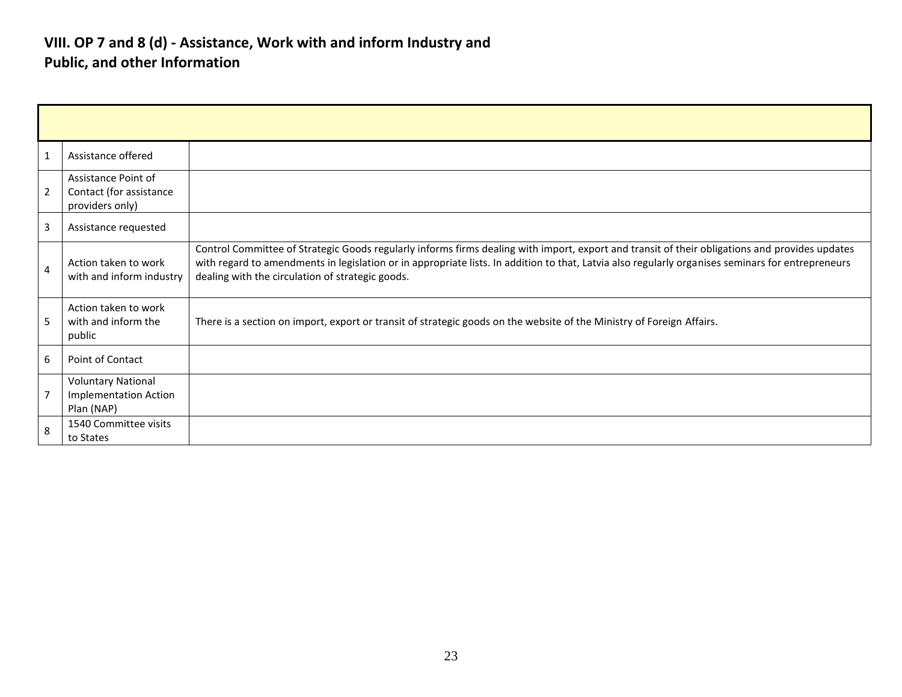## VIII. OP 7 and 8 (d) - Assistance, Work with and inform Industry and Public, and other Information

| | | |
|---|---|---|
| 1 | Assistance offered | |
| 2 | Assistance Point of Contact (for assistance providers only) | |
| 3 | Assistance requested | |
| 4 | Action taken to work with and inform industry | Control Committee of Strategic Goods regularly informs firms dealing with import, export and transit of their obligations and provides updates with regard to amendments in legislation or in appropriate lists. In addition to that, Latvia also regularly organises seminars for entrepreneurs dealing with the circulation of strategic goods. |
| 5 | Action taken to work with and inform the public | There is a section on import, export or transit of strategic goods on the website of the Ministry of Foreign Affairs. |
| 6 | Point of Contact | |
| 7 | Voluntary National Implementation Action Plan (NAP) | |
| 8 | 1540 Committee visits to States | |